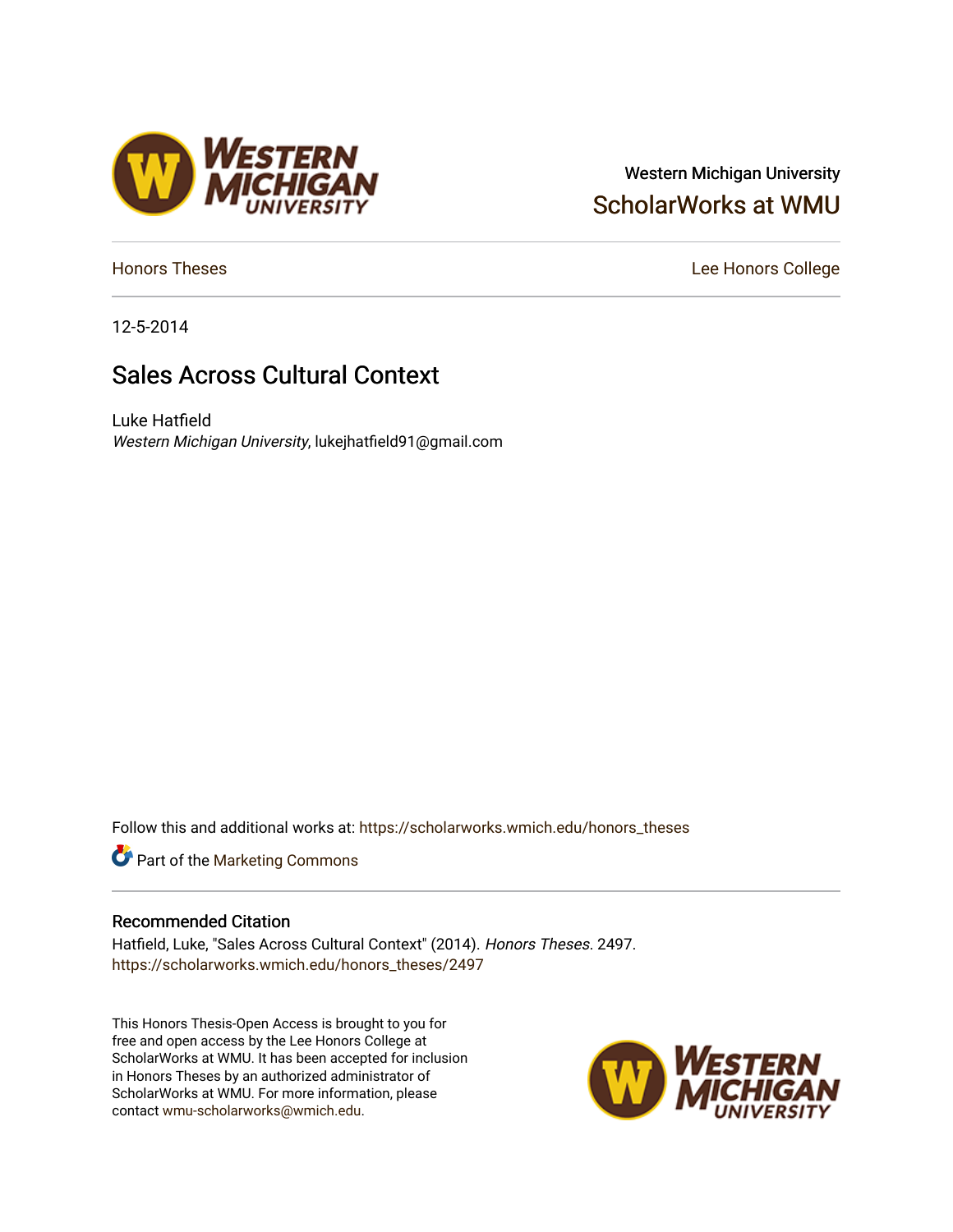Western Michigan University

ScholarWorks at WMU

Honors Theses

Lee Honors College

12-5-2014

# Sales Across Cultural Context

Luke Hatfield

*Western Michigan University*, lukejhatfield91@gmail.com

Follow this and additional works at: https://scholarworks.wmich.edu/honors_theses

Part of the Marketing Commons

## Recommended Citation

Hatfield, Luke, "Sales Across Cultural Context" (2014). *Honors Theses*. 2497.
https://scholarworks.wmich.edu/honors_theses/2497

This Honors Thesis-Open Access is brought to you for free and open access by the Lee Honors College at ScholarWorks at WMU. It has been accepted for inclusion in Honors Theses by an authorized administrator of ScholarWorks at WMU. For more information, please contact wmu-scholarworks@wmich.edu.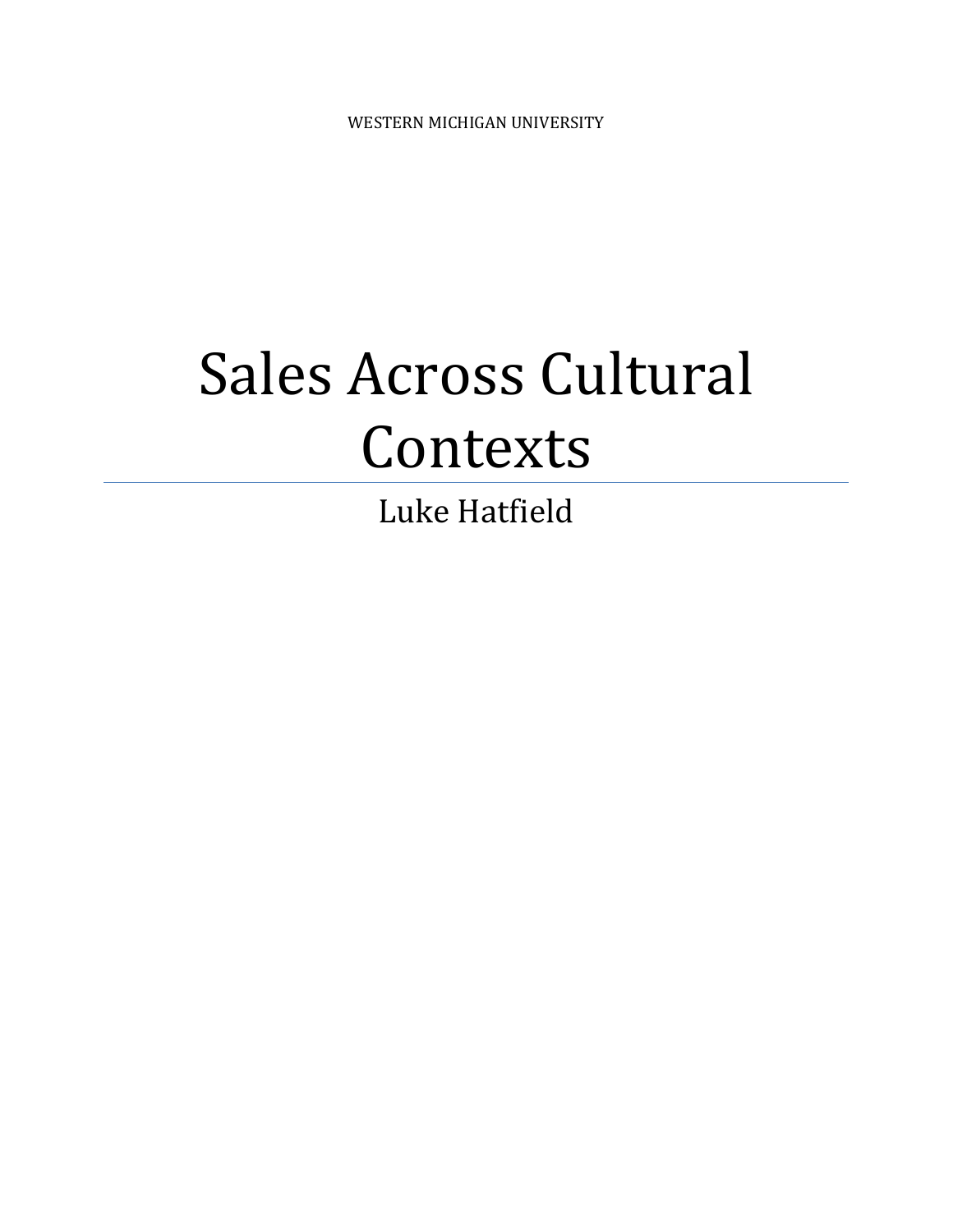WESTERN MICHIGAN UNIVERSITY

# Sales Across Cultural Contexts

Luke Hatfield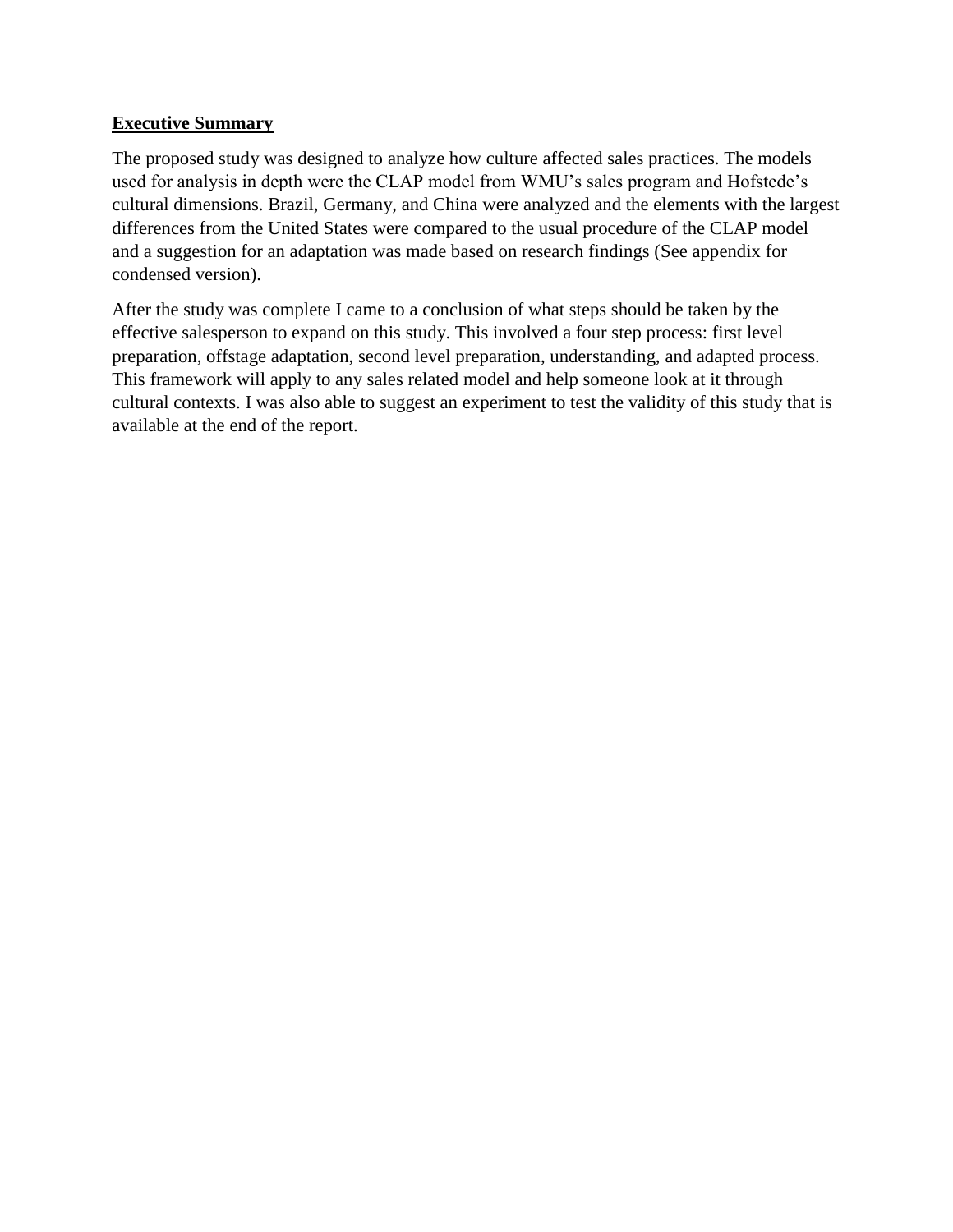**Executive Summary**

The proposed study was designed to analyze how culture affected sales practices. The models used for analysis in depth were the CLAP model from WMU's sales program and Hofstede's cultural dimensions. Brazil, Germany, and China were analyzed and the elements with the largest differences from the United States were compared to the usual procedure of the CLAP model and a suggestion for an adaptation was made based on research findings (See appendix for condensed version).

After the study was complete I came to a conclusion of what steps should be taken by the effective salesperson to expand on this study. This involved a four step process: first level preparation, offstage adaptation, second level preparation, understanding, and adapted process. This framework will apply to any sales related model and help someone look at it through cultural contexts. I was also able to suggest an experiment to test the validity of this study that is available at the end of the report.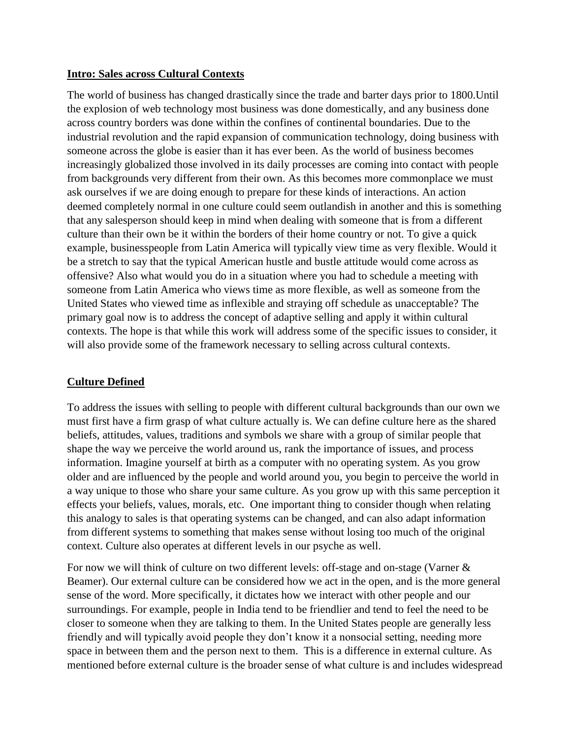## Intro: Sales across Cultural Contexts

The world of business has changed drastically since the trade and barter days prior to 1800.Until the explosion of web technology most business was done domestically, and any business done across country borders was done within the confines of continental boundaries. Due to the industrial revolution and the rapid expansion of communication technology, doing business with someone across the globe is easier than it has ever been. As the world of business becomes increasingly globalized those involved in its daily processes are coming into contact with people from backgrounds very different from their own. As this becomes more commonplace we must ask ourselves if we are doing enough to prepare for these kinds of interactions. An action deemed completely normal in one culture could seem outlandish in another and this is something that any salesperson should keep in mind when dealing with someone that is from a different culture than their own be it within the borders of their home country or not. To give a quick example, businesspeople from Latin America will typically view time as very flexible. Would it be a stretch to say that the typical American hustle and bustle attitude would come across as offensive? Also what would you do in a situation where you had to schedule a meeting with someone from Latin America who views time as more flexible, as well as someone from the United States who viewed time as inflexible and straying off schedule as unacceptable? The primary goal now is to address the concept of adaptive selling and apply it within cultural contexts. The hope is that while this work will address some of the specific issues to consider, it will also provide some of the framework necessary to selling across cultural contexts.

## Culture Defined

To address the issues with selling to people with different cultural backgrounds than our own we must first have a firm grasp of what culture actually is. We can define culture here as the shared beliefs, attitudes, values, traditions and symbols we share with a group of similar people that shape the way we perceive the world around us, rank the importance of issues, and process information. Imagine yourself at birth as a computer with no operating system. As you grow older and are influenced by the people and world around you, you begin to perceive the world in a way unique to those who share your same culture. As you grow up with this same perception it effects your beliefs, values, morals, etc. One important thing to consider though when relating this analogy to sales is that operating systems can be changed, and can also adapt information from different systems to something that makes sense without losing too much of the original context. Culture also operates at different levels in our psyche as well.

For now we will think of culture on two different levels: off-stage and on-stage (Varner & Beamer). Our external culture can be considered how we act in the open, and is the more general sense of the word. More specifically, it dictates how we interact with other people and our surroundings. For example, people in India tend to be friendlier and tend to feel the need to be closer to someone when they are talking to them. In the United States people are generally less friendly and will typically avoid people they don't know it a nonsocial setting, needing more space in between them and the person next to them. This is a difference in external culture. As mentioned before external culture is the broader sense of what culture is and includes widespread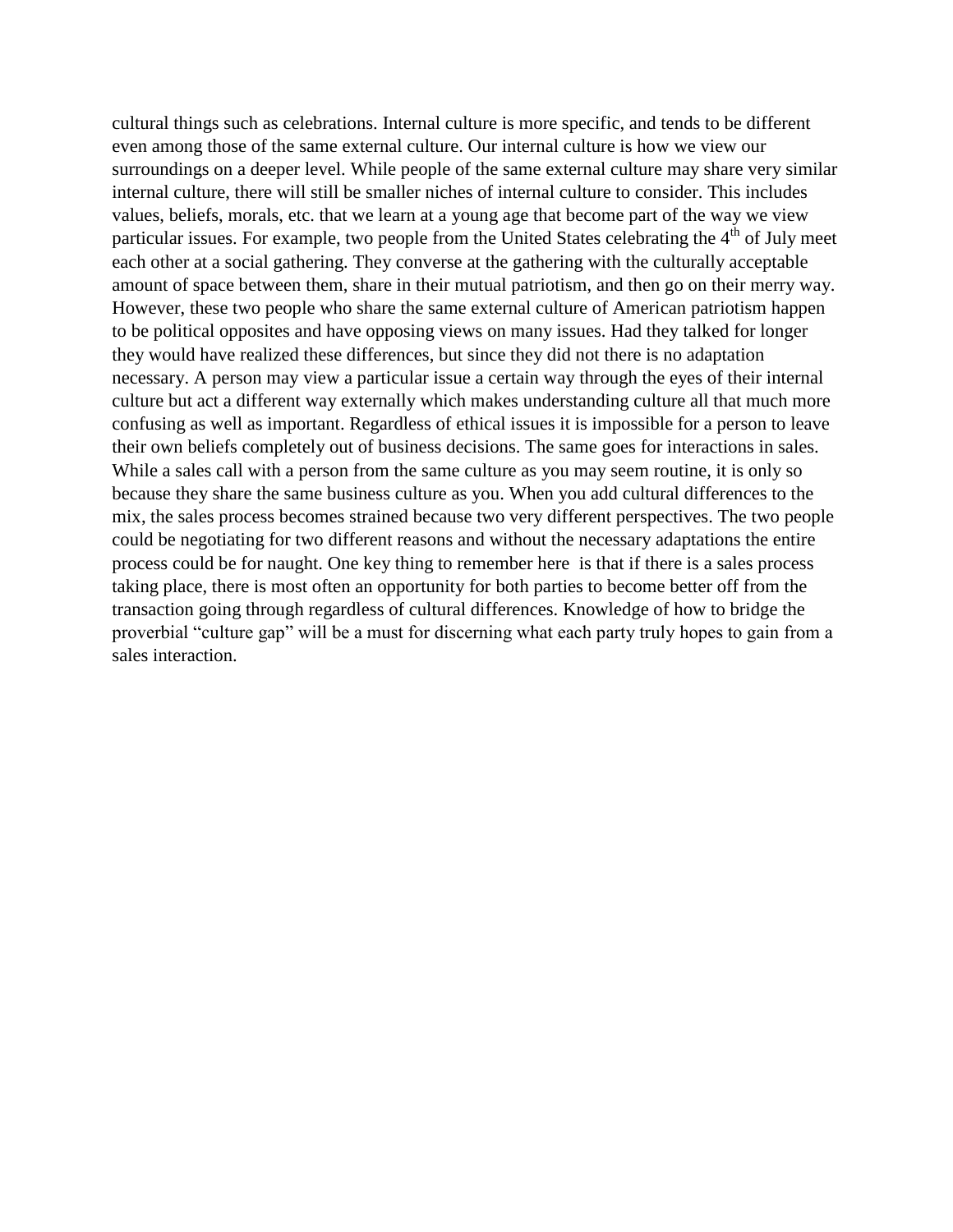cultural things such as celebrations. Internal culture is more specific, and tends to be different even among those of the same external culture. Our internal culture is how we view our surroundings on a deeper level. While people of the same external culture may share very similar internal culture, there will still be smaller niches of internal culture to consider. This includes values, beliefs, morals, etc. that we learn at a young age that become part of the way we view particular issues. For example, two people from the United States celebrating the 4th of July meet each other at a social gathering. They converse at the gathering with the culturally acceptable amount of space between them, share in their mutual patriotism, and then go on their merry way. However, these two people who share the same external culture of American patriotism happen to be political opposites and have opposing views on many issues. Had they talked for longer they would have realized these differences, but since they did not there is no adaptation necessary. A person may view a particular issue a certain way through the eyes of their internal culture but act a different way externally which makes understanding culture all that much more confusing as well as important. Regardless of ethical issues it is impossible for a person to leave their own beliefs completely out of business decisions. The same goes for interactions in sales. While a sales call with a person from the same culture as you may seem routine, it is only so because they share the same business culture as you. When you add cultural differences to the mix, the sales process becomes strained because two very different perspectives. The two people could be negotiating for two different reasons and without the necessary adaptations the entire process could be for naught. One key thing to remember here is that if there is a sales process taking place, there is most often an opportunity for both parties to become better off from the transaction going through regardless of cultural differences. Knowledge of how to bridge the proverbial "culture gap" will be a must for discerning what each party truly hopes to gain from a sales interaction.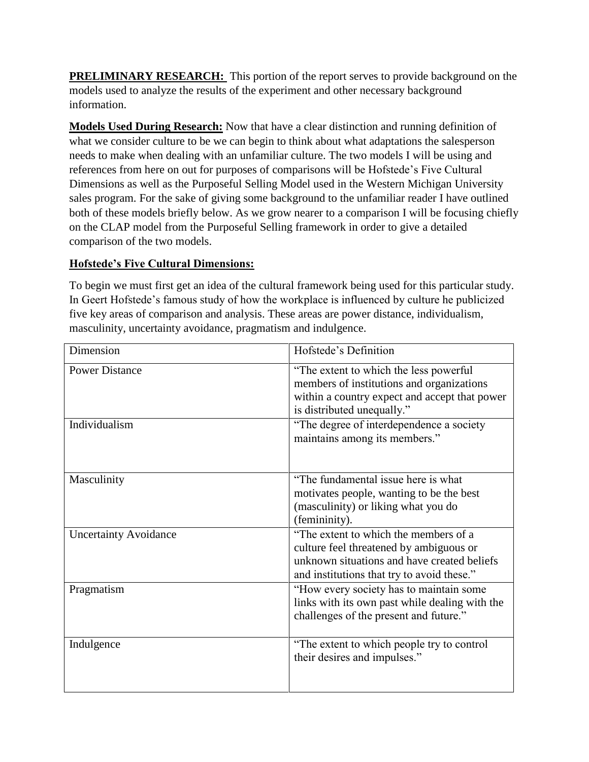**PRELIMINARY RESEARCH:** This portion of the report serves to provide background on the models used to analyze the results of the experiment and other necessary background information.

**Models Used During Research:** Now that have a clear distinction and running definition of what we consider culture to be we can begin to think about what adaptations the salesperson needs to make when dealing with an unfamiliar culture. The two models I will be using and references from here on out for purposes of comparisons will be Hofstede's Five Cultural Dimensions as well as the Purposeful Selling Model used in the Western Michigan University sales program. For the sake of giving some background to the unfamiliar reader I have outlined both of these models briefly below. As we grow nearer to a comparison I will be focusing chiefly on the CLAP model from the Purposeful Selling framework in order to give a detailed comparison of the two models.

**Hofstede's Five Cultural Dimensions:**

To begin we must first get an idea of the cultural framework being used for this particular study. In Geert Hofstede's famous study of how the workplace is influenced by culture he publicized five key areas of comparison and analysis. These areas are power distance, individualism, masculinity, uncertainty avoidance, pragmatism and indulgence.

| Dimension | Hofstede's Definition |
|---|---|
| Power Distance | "The extent to which the less powerful members of institutions and organizations within a country expect and accept that power is distributed unequally." |
| Individualism | "The degree of interdependence a society maintains among its members." |
| Masculinity | "The fundamental issue here is what motivates people, wanting to be the best (masculinity) or liking what you do (femininity). |
| Uncertainty Avoidance | "The extent to which the members of a culture feel threatened by ambiguous or unknown situations and have created beliefs and institutions that try to avoid these." |
| Pragmatism | "How every society has to maintain some links with its own past while dealing with the challenges of the present and future." |
| Indulgence | "The extent to which people try to control their desires and impulses." |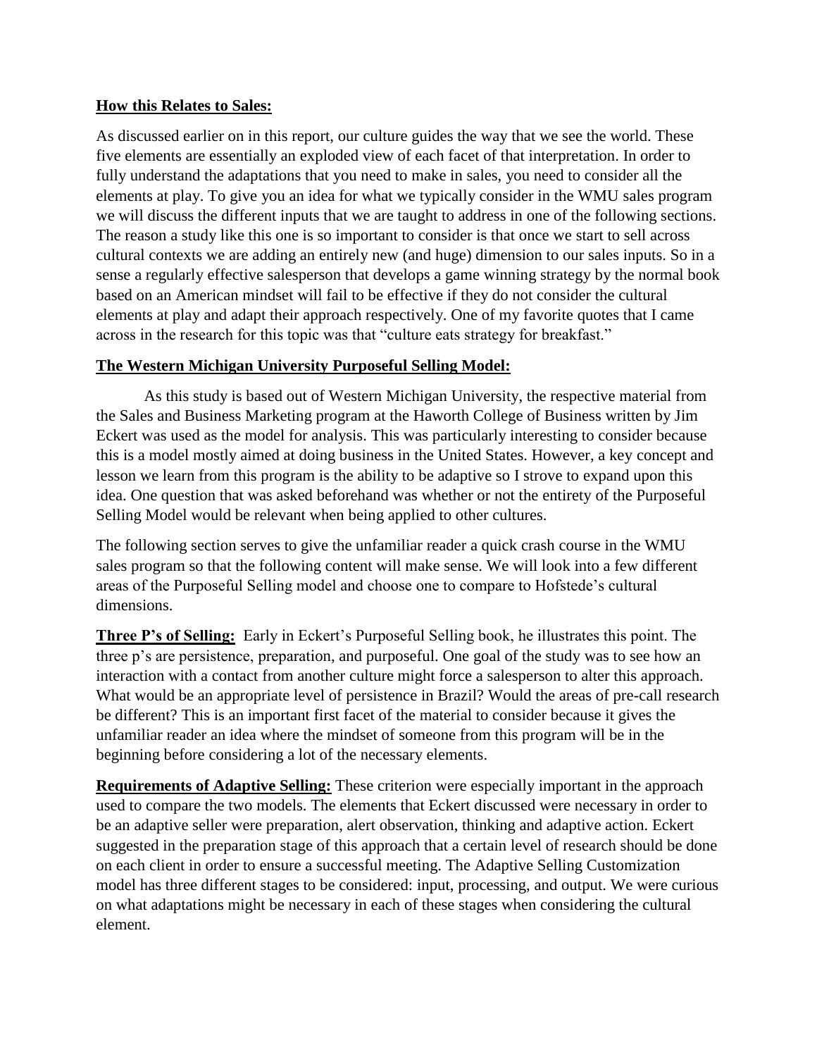**How this Relates to Sales:**

As discussed earlier on in this report, our culture guides the way that we see the world. These five elements are essentially an exploded view of each facet of that interpretation. In order to fully understand the adaptations that you need to make in sales, you need to consider all the elements at play. To give you an idea for what we typically consider in the WMU sales program we will discuss the different inputs that we are taught to address in one of the following sections. The reason a study like this one is so important to consider is that once we start to sell across cultural contexts we are adding an entirely new (and huge) dimension to our sales inputs. So in a sense a regularly effective salesperson that develops a game winning strategy by the normal book based on an American mindset will fail to be effective if they do not consider the cultural elements at play and adapt their approach respectively. One of my favorite quotes that I came across in the research for this topic was that "culture eats strategy for breakfast."

**The Western Michigan University Purposeful Selling Model:**

As this study is based out of Western Michigan University, the respective material from the Sales and Business Marketing program at the Haworth College of Business written by Jim Eckert was used as the model for analysis. This was particularly interesting to consider because this is a model mostly aimed at doing business in the United States. However, a key concept and lesson we learn from this program is the ability to be adaptive so I strove to expand upon this idea. One question that was asked beforehand was whether or not the entirety of the Purposeful Selling Model would be relevant when being applied to other cultures.

The following section serves to give the unfamiliar reader a quick crash course in the WMU sales program so that the following content will make sense. We will look into a few different areas of the Purposeful Selling model and choose one to compare to Hofstede's cultural dimensions.

**Three P's of Selling:** Early in Eckert's Purposeful Selling book, he illustrates this point. The three p's are persistence, preparation, and purposeful. One goal of the study was to see how an interaction with a contact from another culture might force a salesperson to alter this approach. What would be an appropriate level of persistence in Brazil? Would the areas of pre-call research be different? This is an important first facet of the material to consider because it gives the unfamiliar reader an idea where the mindset of someone from this program will be in the beginning before considering a lot of the necessary elements.

**Requirements of Adaptive Selling:** These criterion were especially important in the approach used to compare the two models. The elements that Eckert discussed were necessary in order to be an adaptive seller were preparation, alert observation, thinking and adaptive action. Eckert suggested in the preparation stage of this approach that a certain level of research should be done on each client in order to ensure a successful meeting. The Adaptive Selling Customization model has three different stages to be considered: input, processing, and output. We were curious on what adaptations might be necessary in each of these stages when considering the cultural element.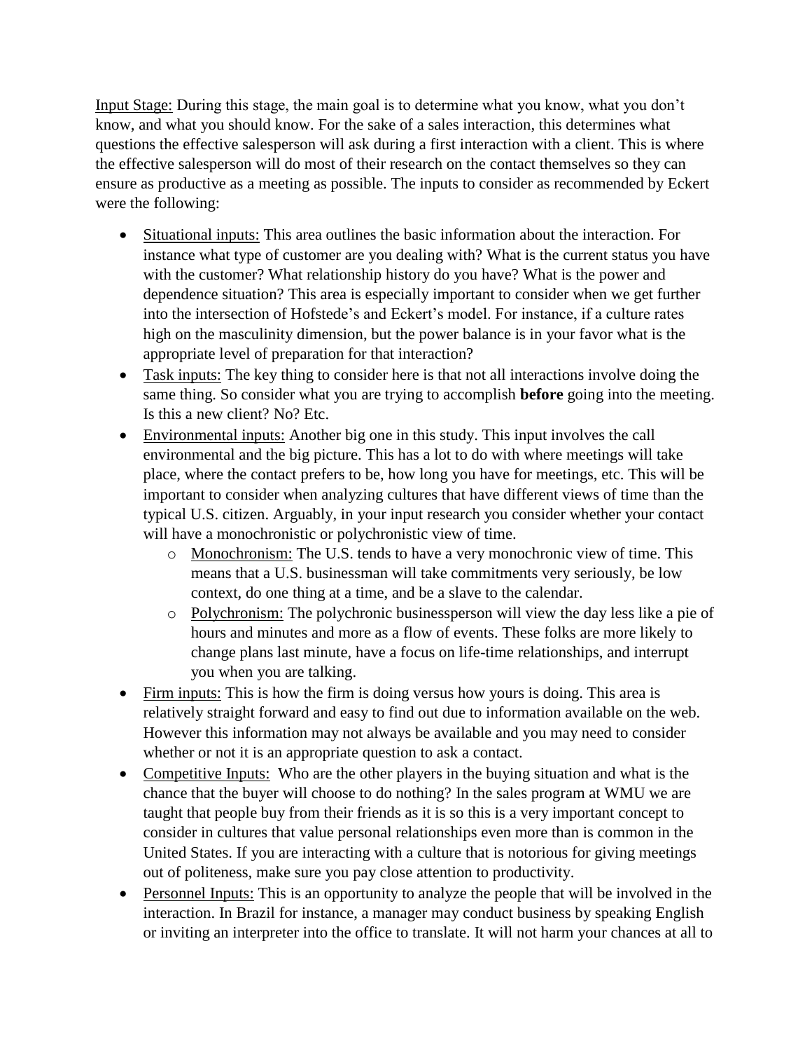Input Stage: During this stage, the main goal is to determine what you know, what you don't know, and what you should know. For the sake of a sales interaction, this determines what questions the effective salesperson will ask during a first interaction with a client. This is where the effective salesperson will do most of their research on the contact themselves so they can ensure as productive as a meeting as possible. The inputs to consider as recommended by Eckert were the following:

- Situational inputs: This area outlines the basic information about the interaction. For instance what type of customer are you dealing with? What is the current status you have with the customer? What relationship history do you have? What is the power and dependence situation? This area is especially important to consider when we get further into the intersection of Hofstede's and Eckert's model. For instance, if a culture rates high on the masculinity dimension, but the power balance is in your favor what is the appropriate level of preparation for that interaction?
- Task inputs: The key thing to consider here is that not all interactions involve doing the same thing. So consider what you are trying to accomplish **before** going into the meeting. Is this a new client? No? Etc.
- Environmental inputs: Another big one in this study. This input involves the call environmental and the big picture. This has a lot to do with where meetings will take place, where the contact prefers to be, how long you have for meetings, etc. This will be important to consider when analyzing cultures that have different views of time than the typical U.S. citizen. Arguably, in your input research you consider whether your contact will have a monochronistic or polychronistic view of time.
    - Monochronism: The U.S. tends to have a very monochronic view of time. This means that a U.S. businessman will take commitments very seriously, be low context, do one thing at a time, and be a slave to the calendar.
    - Polychronism: The polychronic businessperson will view the day less like a pie of hours and minutes and more as a flow of events. These folks are more likely to change plans last minute, have a focus on life-time relationships, and interrupt you when you are talking.
- Firm inputs: This is how the firm is doing versus how yours is doing. This area is relatively straight forward and easy to find out due to information available on the web. However this information may not always be available and you may need to consider whether or not it is an appropriate question to ask a contact.
- Competitive Inputs: Who are the other players in the buying situation and what is the chance that the buyer will choose to do nothing? In the sales program at WMU we are taught that people buy from their friends as it is so this is a very important concept to consider in cultures that value personal relationships even more than is common in the United States. If you are interacting with a culture that is notorious for giving meetings out of politeness, make sure you pay close attention to productivity.
- Personnel Inputs: This is an opportunity to analyze the people that will be involved in the interaction. In Brazil for instance, a manager may conduct business by speaking English or inviting an interpreter into the office to translate. It will not harm your chances at all to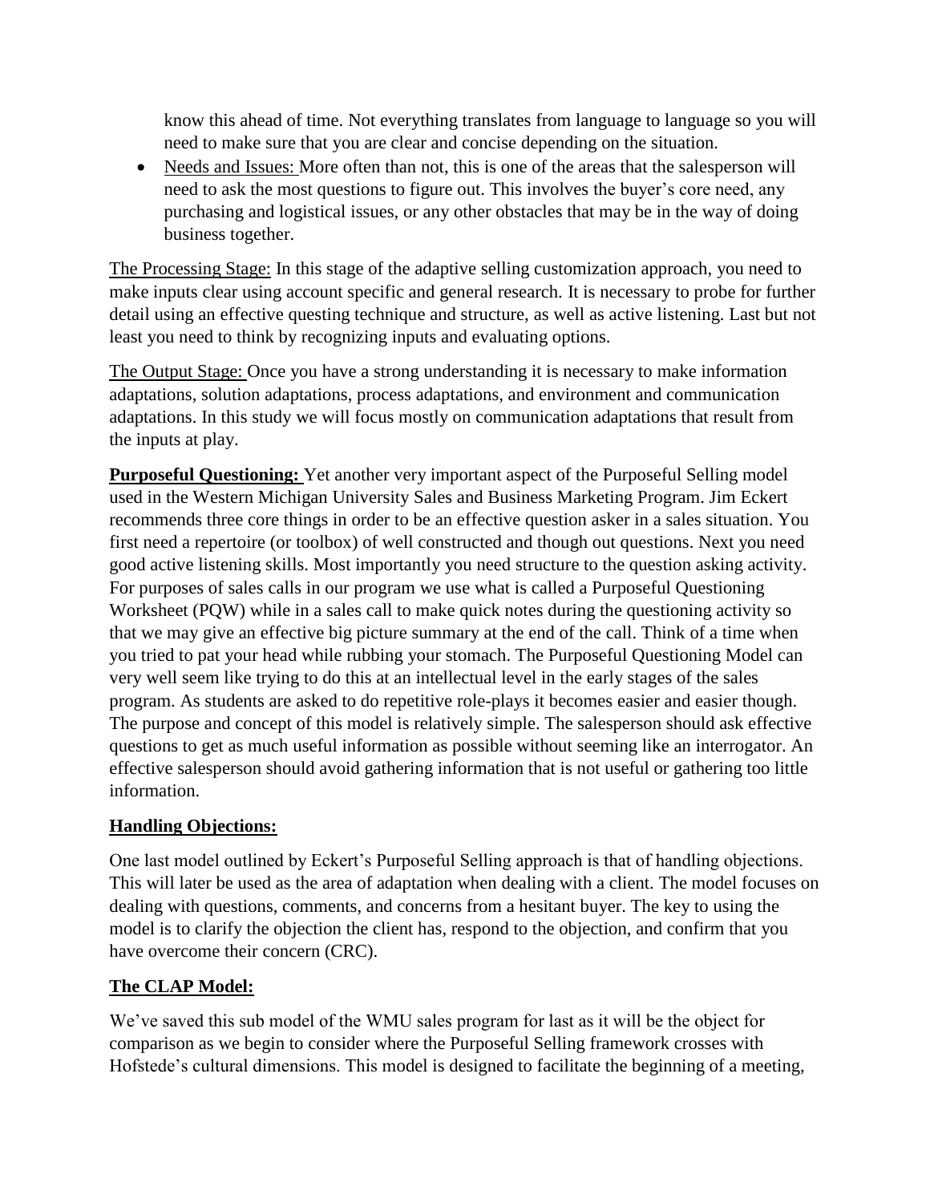know this ahead of time. Not everything translates from language to language so you will need to make sure that you are clear and concise depending on the situation.

- Needs and Issues: More often than not, this is one of the areas that the salesperson will need to ask the most questions to figure out. This involves the buyer's core need, any purchasing and logistical issues, or any other obstacles that may be in the way of doing business together.

The Processing Stage: In this stage of the adaptive selling customization approach, you need to make inputs clear using account specific and general research. It is necessary to probe for further detail using an effective questing technique and structure, as well as active listening. Last but not least you need to think by recognizing inputs and evaluating options.

The Output Stage: Once you have a strong understanding it is necessary to make information adaptations, solution adaptations, process adaptations, and environment and communication adaptations. In this study we will focus mostly on communication adaptations that result from the inputs at play.

**Purposeful Questioning:** Yet another very important aspect of the Purposeful Selling model used in the Western Michigan University Sales and Business Marketing Program. Jim Eckert recommends three core things in order to be an effective question asker in a sales situation. You first need a repertoire (or toolbox) of well constructed and though out questions. Next you need good active listening skills. Most importantly you need structure to the question asking activity. For purposes of sales calls in our program we use what is called a Purposeful Questioning Worksheet (PQW) while in a sales call to make quick notes during the questioning activity so that we may give an effective big picture summary at the end of the call. Think of a time when you tried to pat your head while rubbing your stomach. The Purposeful Questioning Model can very well seem like trying to do this at an intellectual level in the early stages of the sales program. As students are asked to do repetitive role-plays it becomes easier and easier though. The purpose and concept of this model is relatively simple. The salesperson should ask effective questions to get as much useful information as possible without seeming like an interrogator. An effective salesperson should avoid gathering information that is not useful or gathering too little information.

**Handling Objections:**

One last model outlined by Eckert's Purposeful Selling approach is that of handling objections. This will later be used as the area of adaptation when dealing with a client. The model focuses on dealing with questions, comments, and concerns from a hesitant buyer. The key to using the model is to clarify the objection the client has, respond to the objection, and confirm that you have overcome their concern (CRC).

**The CLAP Model:**

We've saved this sub model of the WMU sales program for last as it will be the object for comparison as we begin to consider where the Purposeful Selling framework crosses with Hofstede's cultural dimensions. This model is designed to facilitate the beginning of a meeting,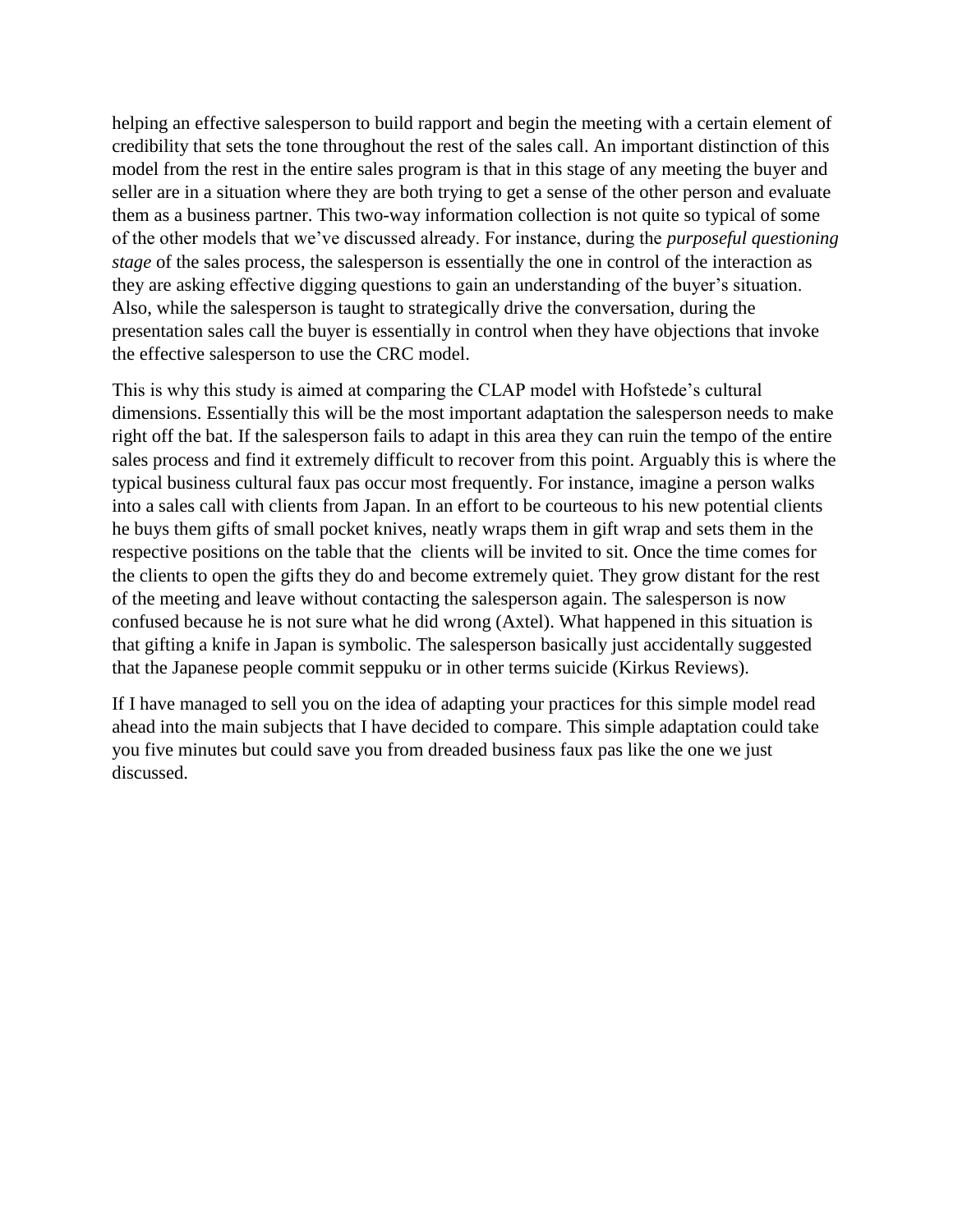helping an effective salesperson to build rapport and begin the meeting with a certain element of credibility that sets the tone throughout the rest of the sales call. An important distinction of this model from the rest in the entire sales program is that in this stage of any meeting the buyer and seller are in a situation where they are both trying to get a sense of the other person and evaluate them as a business partner. This two-way information collection is not quite so typical of some of the other models that we've discussed already. For instance, during the *purposeful questioning stage* of the sales process, the salesperson is essentially the one in control of the interaction as they are asking effective digging questions to gain an understanding of the buyer's situation. Also, while the salesperson is taught to strategically drive the conversation, during the presentation sales call the buyer is essentially in control when they have objections that invoke the effective salesperson to use the CRC model.

This is why this study is aimed at comparing the CLAP model with Hofstede's cultural dimensions. Essentially this will be the most important adaptation the salesperson needs to make right off the bat. If the salesperson fails to adapt in this area they can ruin the tempo of the entire sales process and find it extremely difficult to recover from this point. Arguably this is where the typical business cultural faux pas occur most frequently. For instance, imagine a person walks into a sales call with clients from Japan. In an effort to be courteous to his new potential clients he buys them gifts of small pocket knives, neatly wraps them in gift wrap and sets them in the respective positions on the table that the clients will be invited to sit. Once the time comes for the clients to open the gifts they do and become extremely quiet. They grow distant for the rest of the meeting and leave without contacting the salesperson again. The salesperson is now confused because he is not sure what he did wrong (Axtel). What happened in this situation is that gifting a knife in Japan is symbolic. The salesperson basically just accidentally suggested that the Japanese people commit seppuku or in other terms suicide (Kirkus Reviews).

If I have managed to sell you on the idea of adapting your practices for this simple model read ahead into the main subjects that I have decided to compare. This simple adaptation could take you five minutes but could save you from dreaded business faux pas like the one we just discussed.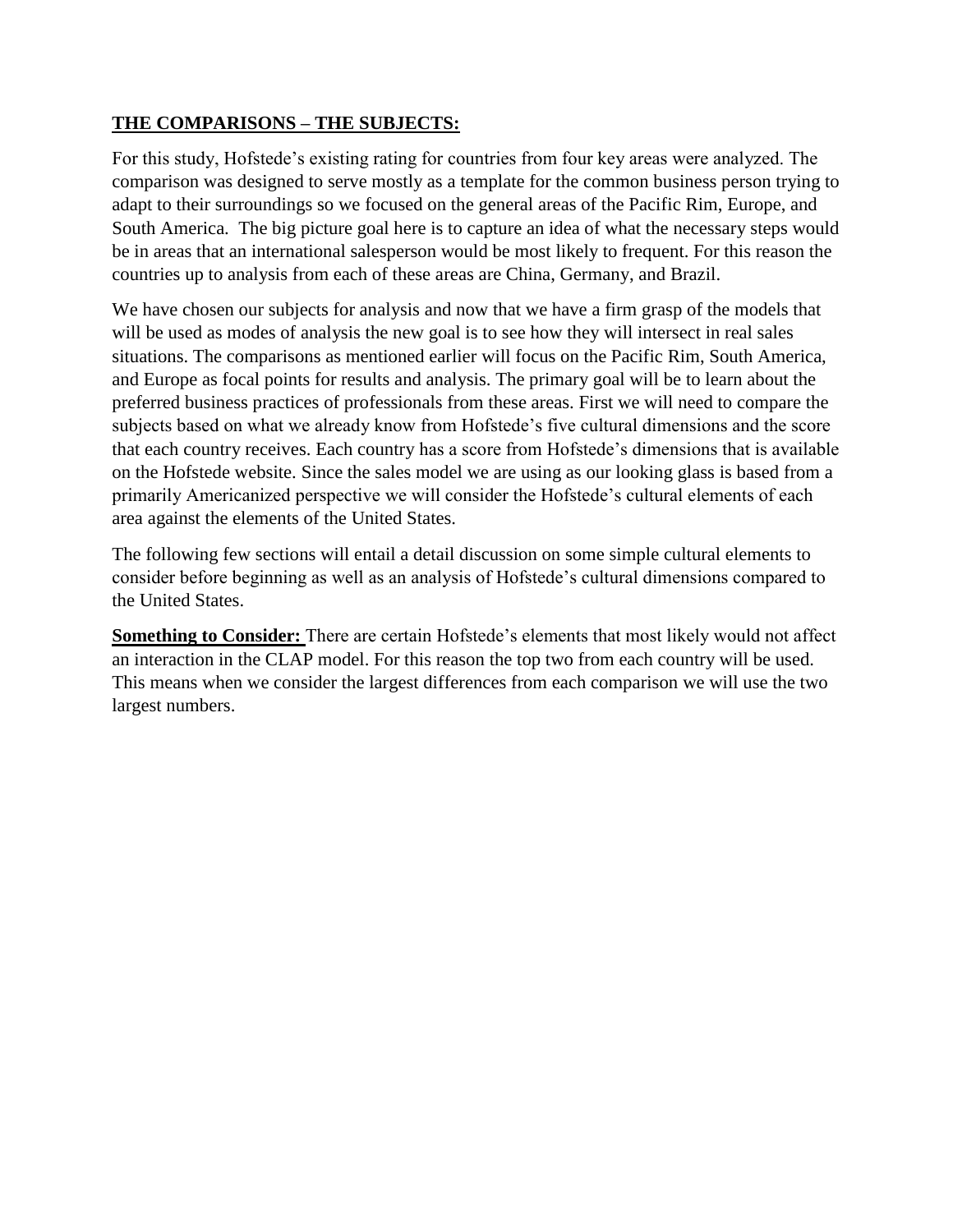## **THE COMPARISONS – THE SUBJECTS:**

For this study, Hofstede's existing rating for countries from four key areas were analyzed. The comparison was designed to serve mostly as a template for the common business person trying to adapt to their surroundings so we focused on the general areas of the Pacific Rim, Europe, and South America. The big picture goal here is to capture an idea of what the necessary steps would be in areas that an international salesperson would be most likely to frequent. For this reason the countries up to analysis from each of these areas are China, Germany, and Brazil.

We have chosen our subjects for analysis and now that we have a firm grasp of the models that will be used as modes of analysis the new goal is to see how they will intersect in real sales situations. The comparisons as mentioned earlier will focus on the Pacific Rim, South America, and Europe as focal points for results and analysis. The primary goal will be to learn about the preferred business practices of professionals from these areas. First we will need to compare the subjects based on what we already know from Hofstede's five cultural dimensions and the score that each country receives. Each country has a score from Hofstede's dimensions that is available on the Hofstede website. Since the sales model we are using as our looking glass is based from a primarily Americanized perspective we will consider the Hofstede's cultural elements of each area against the elements of the United States.

The following few sections will entail a detail discussion on some simple cultural elements to consider before beginning as well as an analysis of Hofstede's cultural dimensions compared to the United States.

**Something to Consider:** There are certain Hofstede's elements that most likely would not affect an interaction in the CLAP model. For this reason the top two from each country will be used. This means when we consider the largest differences from each comparison we will use the two largest numbers.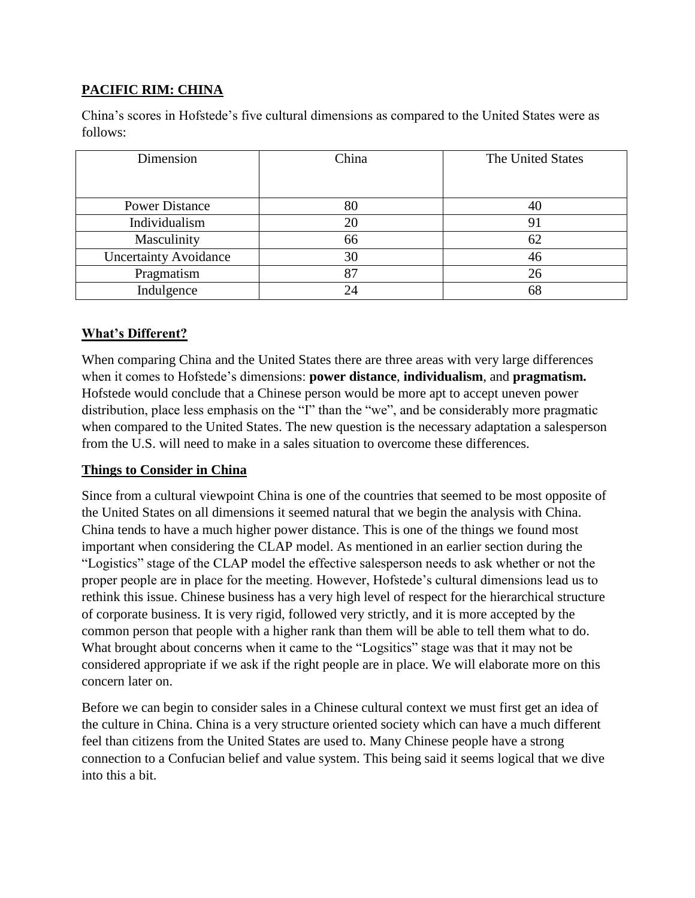## PACIFIC RIM: CHINA

China's scores in Hofstede's five cultural dimensions as compared to the United States were as follows:

| Dimension | China | The United States |
|---|---|---|
| Power Distance | 80 | 40 |
| Individualism | 20 | 91 |
| Masculinity | 66 | 62 |
| Uncertainty Avoidance | 30 | 46 |
| Pragmatism | 87 | 26 |
| Indulgence | 24 | 68 |

## What's Different?

When comparing China and the United States there are three areas with very large differences when it comes to Hofstede's dimensions: **power distance**, **individualism**, and **pragmatism.** Hofstede would conclude that a Chinese person would be more apt to accept uneven power distribution, place less emphasis on the "I" than the "we", and be considerably more pragmatic when compared to the United States. The new question is the necessary adaptation a salesperson from the U.S. will need to make in a sales situation to overcome these differences.

## Things to Consider in China

Since from a cultural viewpoint China is one of the countries that seemed to be most opposite of the United States on all dimensions it seemed natural that we begin the analysis with China. China tends to have a much higher power distance. This is one of the things we found most important when considering the CLAP model. As mentioned in an earlier section during the "Logistics" stage of the CLAP model the effective salesperson needs to ask whether or not the proper people are in place for the meeting. However, Hofstede's cultural dimensions lead us to rethink this issue. Chinese business has a very high level of respect for the hierarchical structure of corporate business. It is very rigid, followed very strictly, and it is more accepted by the common person that people with a higher rank than them will be able to tell them what to do. What brought about concerns when it came to the "Logsitics" stage was that it may not be considered appropriate if we ask if the right people are in place. We will elaborate more on this concern later on.

Before we can begin to consider sales in a Chinese cultural context we must first get an idea of the culture in China. China is a very structure oriented society which can have a much different feel than citizens from the United States are used to. Many Chinese people have a strong connection to a Confucian belief and value system. This being said it seems logical that we dive into this a bit.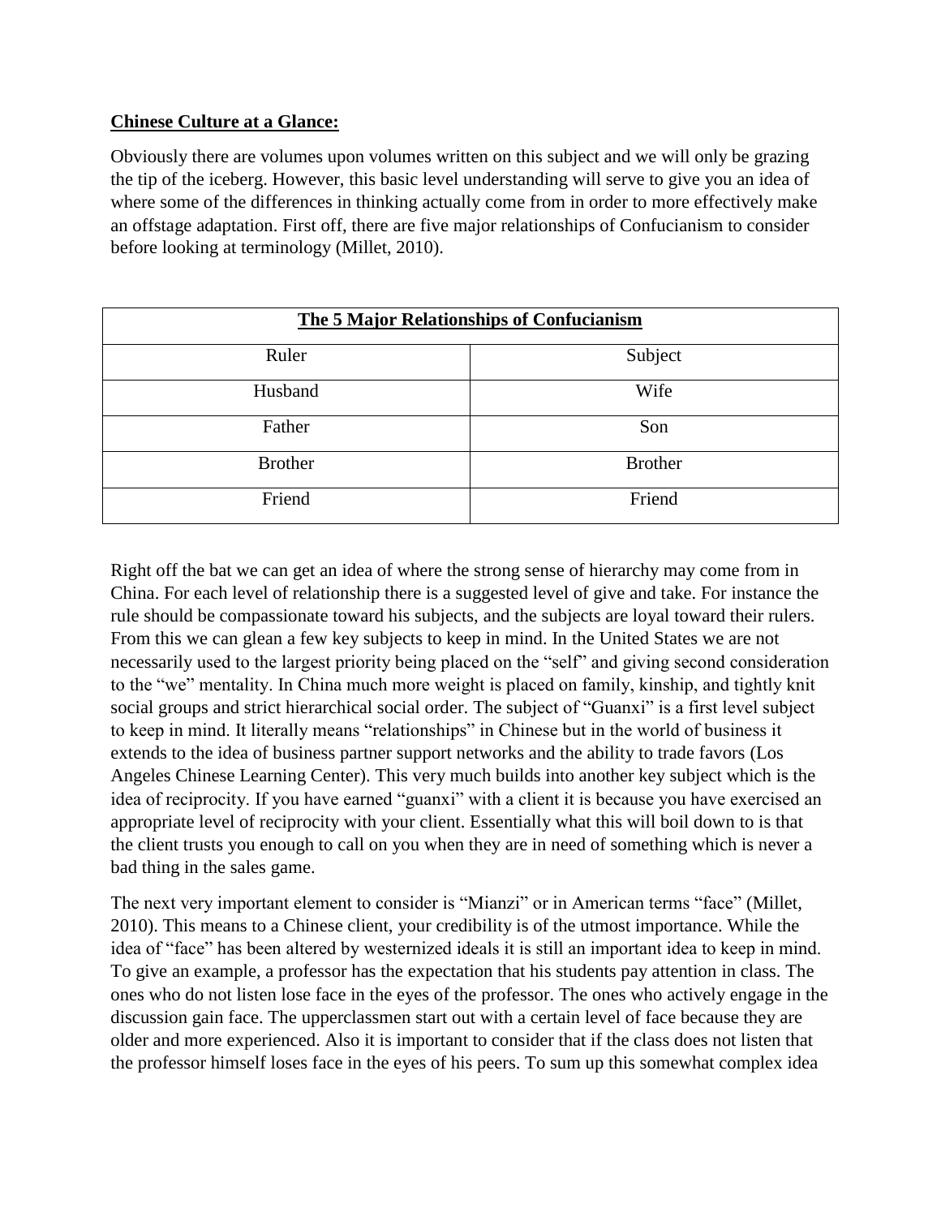**Chinese Culture at a Glance:**

Obviously there are volumes upon volumes written on this subject and we will only be grazing the tip of the iceberg. However, this basic level understanding will serve to give you an idea of where some of the differences in thinking actually come from in order to more effectively make an offstage adaptation. First off, there are five major relationships of Confucianism to consider before looking at terminology (Millet, 2010).

| **The 5 Major Relationships of Confucianism** | |
|---|---|
| Ruler | Subject |
| Husband | Wife |
| Father | Son |
| Brother | Brother |
| Friend | Friend |

Right off the bat we can get an idea of where the strong sense of hierarchy may come from in China. For each level of relationship there is a suggested level of give and take. For instance the rule should be compassionate toward his subjects, and the subjects are loyal toward their rulers. From this we can glean a few key subjects to keep in mind. In the United States we are not necessarily used to the largest priority being placed on the "self" and giving second consideration to the "we" mentality. In China much more weight is placed on family, kinship, and tightly knit social groups and strict hierarchical social order. The subject of "Guanxi" is a first level subject to keep in mind. It literally means "relationships" in Chinese but in the world of business it extends to the idea of business partner support networks and the ability to trade favors (Los Angeles Chinese Learning Center). This very much builds into another key subject which is the idea of reciprocity. If you have earned "guanxi" with a client it is because you have exercised an appropriate level of reciprocity with your client. Essentially what this will boil down to is that the client trusts you enough to call on you when they are in need of something which is never a bad thing in the sales game.

The next very important element to consider is "Mianzi" or in American terms "face" (Millet, 2010). This means to a Chinese client, your credibility is of the utmost importance. While the idea of "face" has been altered by westernized ideals it is still an important idea to keep in mind. To give an example, a professor has the expectation that his students pay attention in class. The ones who do not listen lose face in the eyes of the professor. The ones who actively engage in the discussion gain face. The upperclassmen start out with a certain level of face because they are older and more experienced. Also it is important to consider that if the class does not listen that the professor himself loses face in the eyes of his peers. To sum up this somewhat complex idea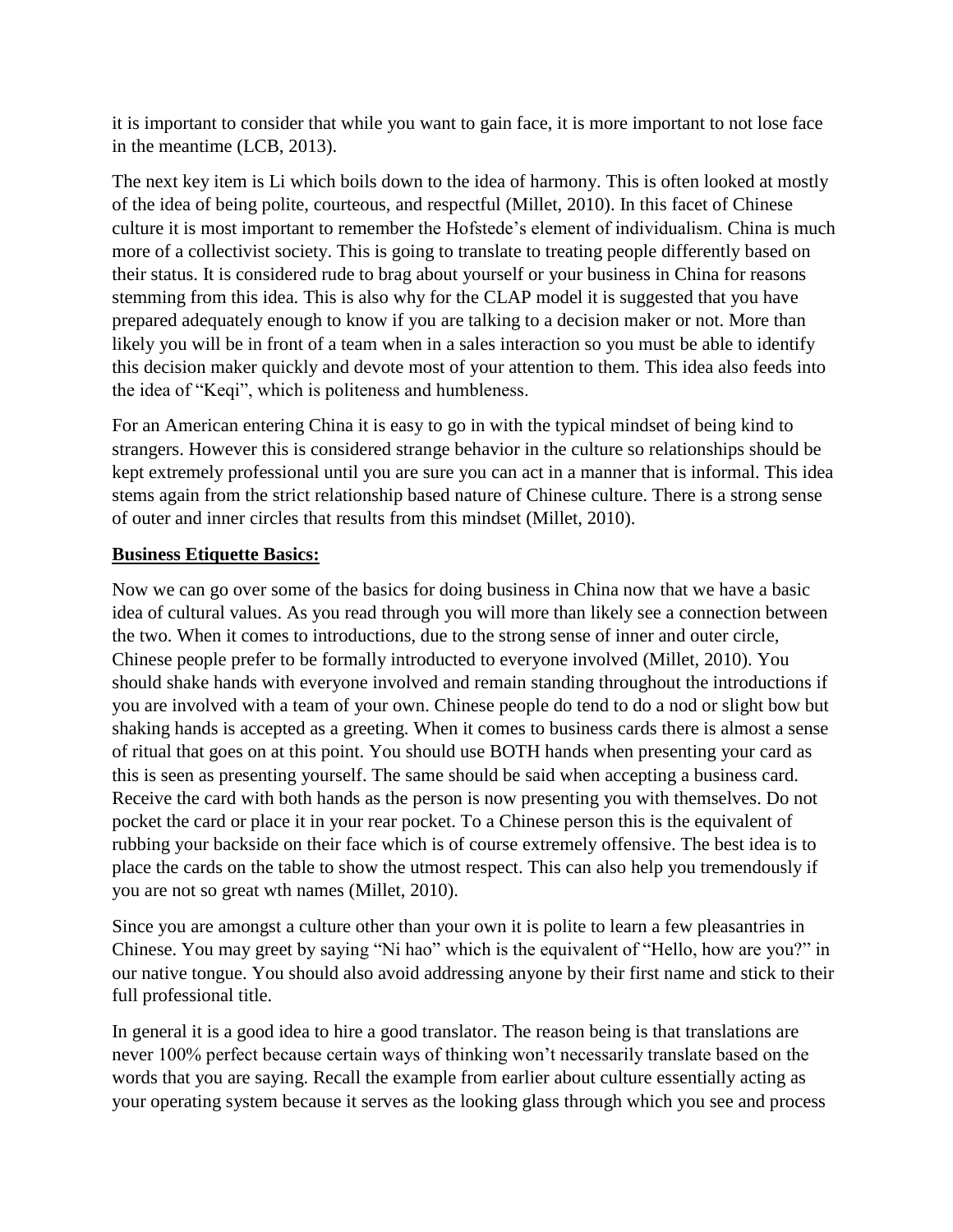it is important to consider that while you want to gain face, it is more important to not lose face in the meantime (LCB, 2013).

The next key item is Li which boils down to the idea of harmony. This is often looked at mostly of the idea of being polite, courteous, and respectful (Millet, 2010). In this facet of Chinese culture it is most important to remember the Hofstede's element of individualism. China is much more of a collectivist society. This is going to translate to treating people differently based on their status. It is considered rude to brag about yourself or your business in China for reasons stemming from this idea. This is also why for the CLAP model it is suggested that you have prepared adequately enough to know if you are talking to a decision maker or not. More than likely you will be in front of a team when in a sales interaction so you must be able to identify this decision maker quickly and devote most of your attention to them. This idea also feeds into the idea of "Keqi", which is politeness and humbleness.

For an American entering China it is easy to go in with the typical mindset of being kind to strangers. However this is considered strange behavior in the culture so relationships should be kept extremely professional until you are sure you can act in a manner that is informal. This idea stems again from the strict relationship based nature of Chinese culture. There is a strong sense of outer and inner circles that results from this mindset (Millet, 2010).

**Business Etiquette Basics:**

Now we can go over some of the basics for doing business in China now that we have a basic idea of cultural values. As you read through you will more than likely see a connection between the two. When it comes to introductions, due to the strong sense of inner and outer circle, Chinese people prefer to be formally introducted to everyone involved (Millet, 2010). You should shake hands with everyone involved and remain standing throughout the introductions if you are involved with a team of your own. Chinese people do tend to do a nod or slight bow but shaking hands is accepted as a greeting. When it comes to business cards there is almost a sense of ritual that goes on at this point. You should use BOTH hands when presenting your card as this is seen as presenting yourself. The same should be said when accepting a business card. Receive the card with both hands as the person is now presenting you with themselves. Do not pocket the card or place it in your rear pocket. To a Chinese person this is the equivalent of rubbing your backside on their face which is of course extremely offensive. The best idea is to place the cards on the table to show the utmost respect. This can also help you tremendously if you are not so great wth names (Millet, 2010).

Since you are amongst a culture other than your own it is polite to learn a few pleasantries in Chinese. You may greet by saying "Ni hao" which is the equivalent of "Hello, how are you?" in our native tongue. You should also avoid addressing anyone by their first name and stick to their full professional title.

In general it is a good idea to hire a good translator. The reason being is that translations are never 100% perfect because certain ways of thinking won't necessarily translate based on the words that you are saying. Recall the example from earlier about culture essentially acting as your operating system because it serves as the looking glass through which you see and process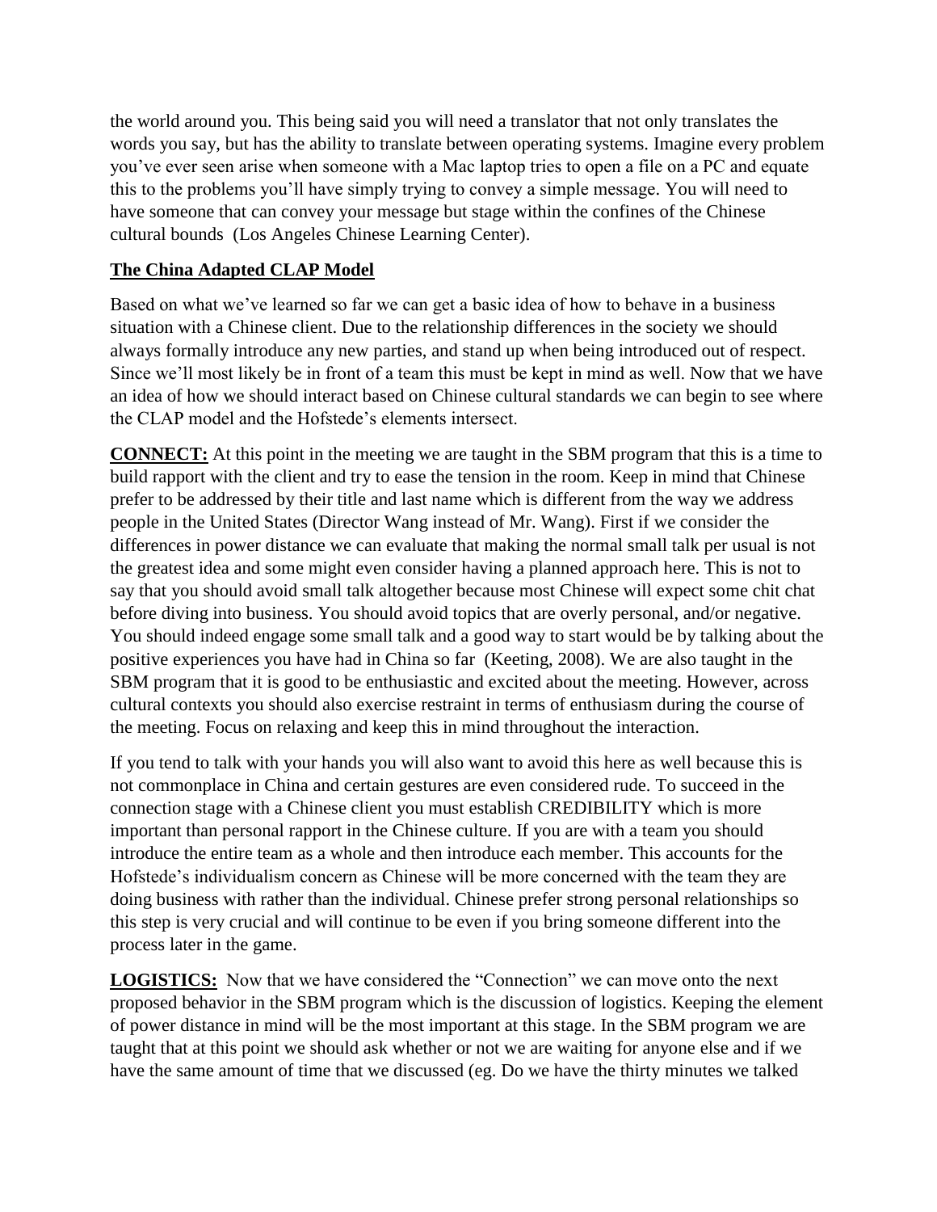the world around you. This being said you will need a translator that not only translates the words you say, but has the ability to translate between operating systems. Imagine every problem you've ever seen arise when someone with a Mac laptop tries to open a file on a PC and equate this to the problems you'll have simply trying to convey a simple message. You will need to have someone that can convey your message but stage within the confines of the Chinese cultural bounds (Los Angeles Chinese Learning Center).

## The China Adapted CLAP Model

Based on what we've learned so far we can get a basic idea of how to behave in a business situation with a Chinese client. Due to the relationship differences in the society we should always formally introduce any new parties, and stand up when being introduced out of respect. Since we'll most likely be in front of a team this must be kept in mind as well. Now that we have an idea of how we should interact based on Chinese cultural standards we can begin to see where the CLAP model and the Hofstede's elements intersect.

**CONNECT:** At this point in the meeting we are taught in the SBM program that this is a time to build rapport with the client and try to ease the tension in the room. Keep in mind that Chinese prefer to be addressed by their title and last name which is different from the way we address people in the United States (Director Wang instead of Mr. Wang). First if we consider the differences in power distance we can evaluate that making the normal small talk per usual is not the greatest idea and some might even consider having a planned approach here. This is not to say that you should avoid small talk altogether because most Chinese will expect some chit chat before diving into business. You should avoid topics that are overly personal, and/or negative. You should indeed engage some small talk and a good way to start would be by talking about the positive experiences you have had in China so far (Keeting, 2008). We are also taught in the SBM program that it is good to be enthusiastic and excited about the meeting. However, across cultural contexts you should also exercise restraint in terms of enthusiasm during the course of the meeting. Focus on relaxing and keep this in mind throughout the interaction.

If you tend to talk with your hands you will also want to avoid this here as well because this is not commonplace in China and certain gestures are even considered rude. To succeed in the connection stage with a Chinese client you must establish CREDIBILITY which is more important than personal rapport in the Chinese culture. If you are with a team you should introduce the entire team as a whole and then introduce each member. This accounts for the Hofstede's individualism concern as Chinese will be more concerned with the team they are doing business with rather than the individual. Chinese prefer strong personal relationships so this step is very crucial and will continue to be even if you bring someone different into the process later in the game.

**LOGISTICS:** Now that we have considered the "Connection" we can move onto the next proposed behavior in the SBM program which is the discussion of logistics. Keeping the element of power distance in mind will be the most important at this stage. In the SBM program we are taught that at this point we should ask whether or not we are waiting for anyone else and if we have the same amount of time that we discussed (eg. Do we have the thirty minutes we talked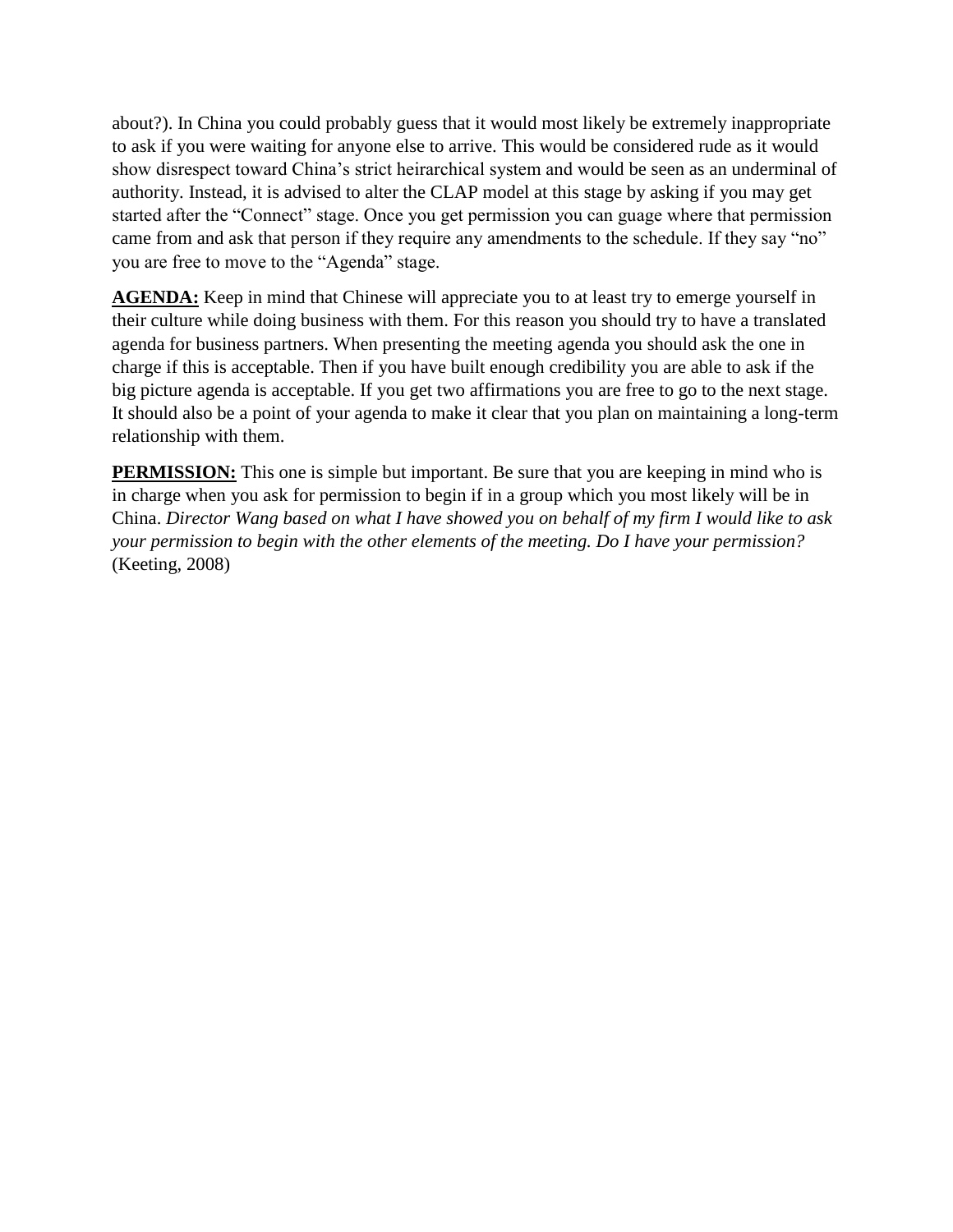about?). In China you could probably guess that it would most likely be extremely inappropriate to ask if you were waiting for anyone else to arrive. This would be considered rude as it would show disrespect toward China's strict heirarchical system and would be seen as an underminal of authority. Instead, it is advised to alter the CLAP model at this stage by asking if you may get started after the "Connect" stage. Once you get permission you can guage where that permission came from and ask that person if they require any amendments to the schedule. If they say "no" you are free to move to the "Agenda" stage.

**AGENDA:** Keep in mind that Chinese will appreciate you to at least try to emerge yourself in their culture while doing business with them. For this reason you should try to have a translated agenda for business partners. When presenting the meeting agenda you should ask the one in charge if this is acceptable. Then if you have built enough credibility you are able to ask if the big picture agenda is acceptable. If you get two affirmations you are free to go to the next stage. It should also be a point of your agenda to make it clear that you plan on maintaining a long-term relationship with them.

**PERMISSION:** This one is simple but important. Be sure that you are keeping in mind who is in charge when you ask for permission to begin if in a group which you most likely will be in China. *Director Wang based on what I have showed you on behalf of my firm I would like to ask your permission to begin with the other elements of the meeting. Do I have your permission?* (Keeting, 2008)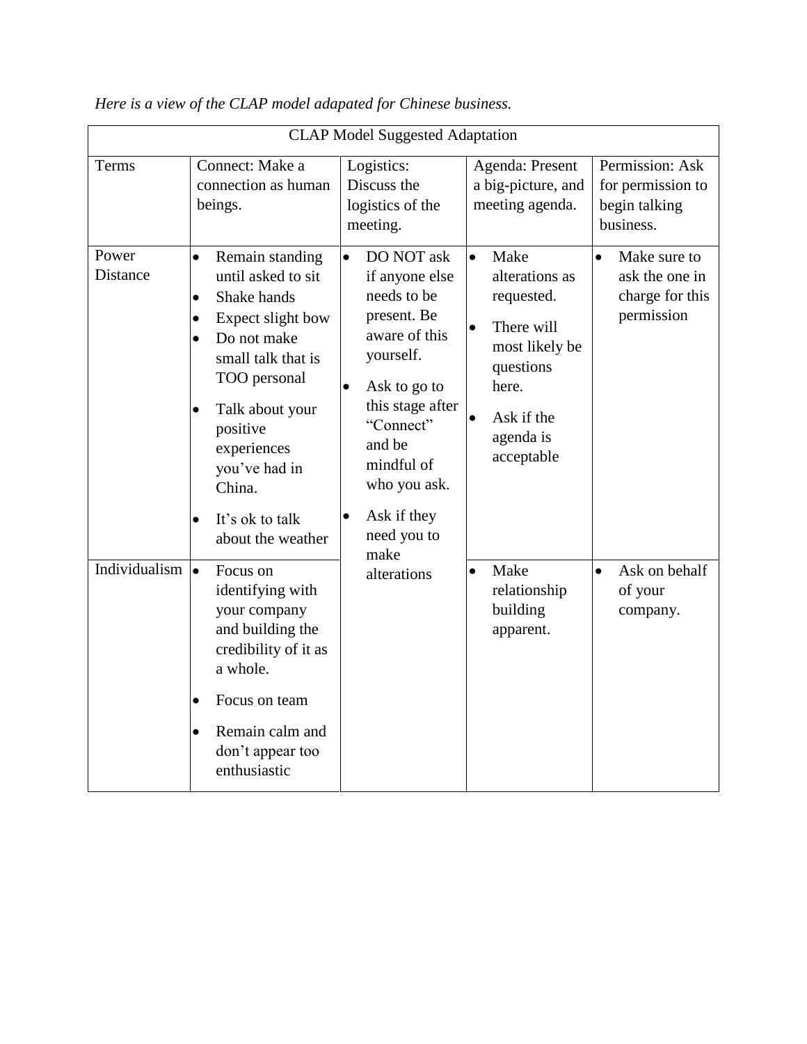*Here is a view of the CLAP model adapated for Chinese business.*

| CLAP Model Suggested Adaptation | | | | |
|---|---|---|---|---|
| Terms | Connect: Make a connection as human beings. | Logistics: Discuss the logistics of the meeting. | Agenda: Present a big-picture, and meeting agenda. | Permission: Ask for permission to begin talking business. |
| Power Distance | • Remain standing until asked to sit<br>• Shake hands<br>• Expect slight bow<br>• Do not make small talk that is TOO personal<br>• Talk about your positive experiences you've had in China.<br>• It's ok to talk about the weather | • DO NOT ask if anyone else needs to be present. Be aware of this yourself.<br>• Ask to go to this stage after "Connect" and be mindful of who you ask.<br>• Ask if they need you to make alterations | • Make alterations as requested.<br>• There will most likely be questions here.<br>• Ask if the agenda is acceptable | • Make sure to ask the one in charge for this permission |
| Individualism | • Focus on identifying with your company and building the credibility of it as a whole.<br>• Focus on team<br>• Remain calm and don't appear too enthusiastic | | • Make relationship building apparent. | • Ask on behalf of your company. |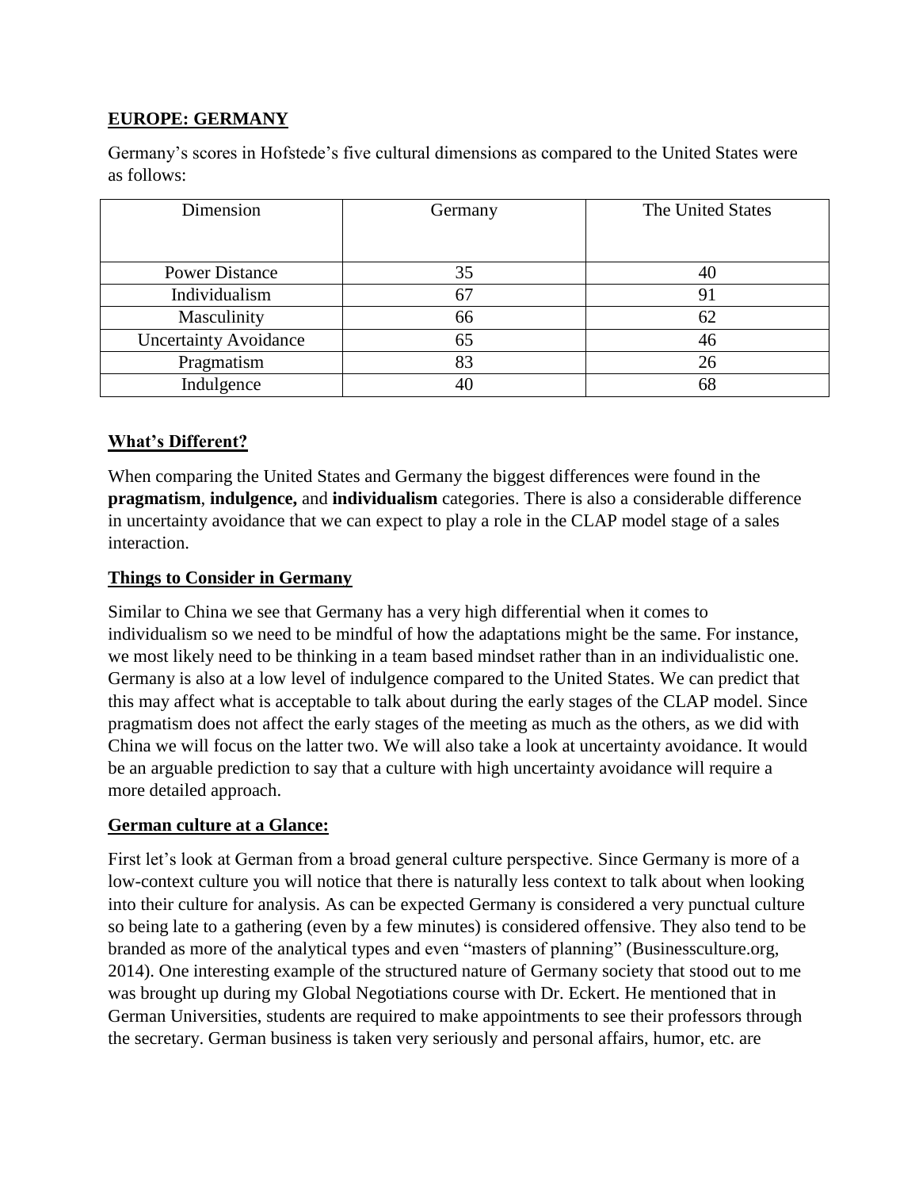## EUROPE: GERMANY

Germany's scores in Hofstede's five cultural dimensions as compared to the United States were as follows:

| Dimension | Germany | The United States |
|---|---|---|
| Power Distance | 35 | 40 |
| Individualism | 67 | 91 |
| Masculinity | 66 | 62 |
| Uncertainty Avoidance | 65 | 46 |
| Pragmatism | 83 | 26 |
| Indulgence | 40 | 68 |

### What's Different?

When comparing the United States and Germany the biggest differences were found in the **pragmatism**, **indulgence,** and **individualism** categories. There is also a considerable difference in uncertainty avoidance that we can expect to play a role in the CLAP model stage of a sales interaction.

### Things to Consider in Germany

Similar to China we see that Germany has a very high differential when it comes to individualism so we need to be mindful of how the adaptations might be the same. For instance, we most likely need to be thinking in a team based mindset rather than in an individualistic one. Germany is also at a low level of indulgence compared to the United States. We can predict that this may affect what is acceptable to talk about during the early stages of the CLAP model. Since pragmatism does not affect the early stages of the meeting as much as the others, as we did with China we will focus on the latter two. We will also take a look at uncertainty avoidance. It would be an arguable prediction to say that a culture with high uncertainty avoidance will require a more detailed approach.

### German culture at a Glance:

First let's look at German from a broad general culture perspective. Since Germany is more of a low-context culture you will notice that there is naturally less context to talk about when looking into their culture for analysis. As can be expected Germany is considered a very punctual culture so being late to a gathering (even by a few minutes) is considered offensive. They also tend to be branded as more of the analytical types and even "masters of planning" (Businessculture.org, 2014). One interesting example of the structured nature of Germany society that stood out to me was brought up during my Global Negotiations course with Dr. Eckert. He mentioned that in German Universities, students are required to make appointments to see their professors through the secretary. German business is taken very seriously and personal affairs, humor, etc. are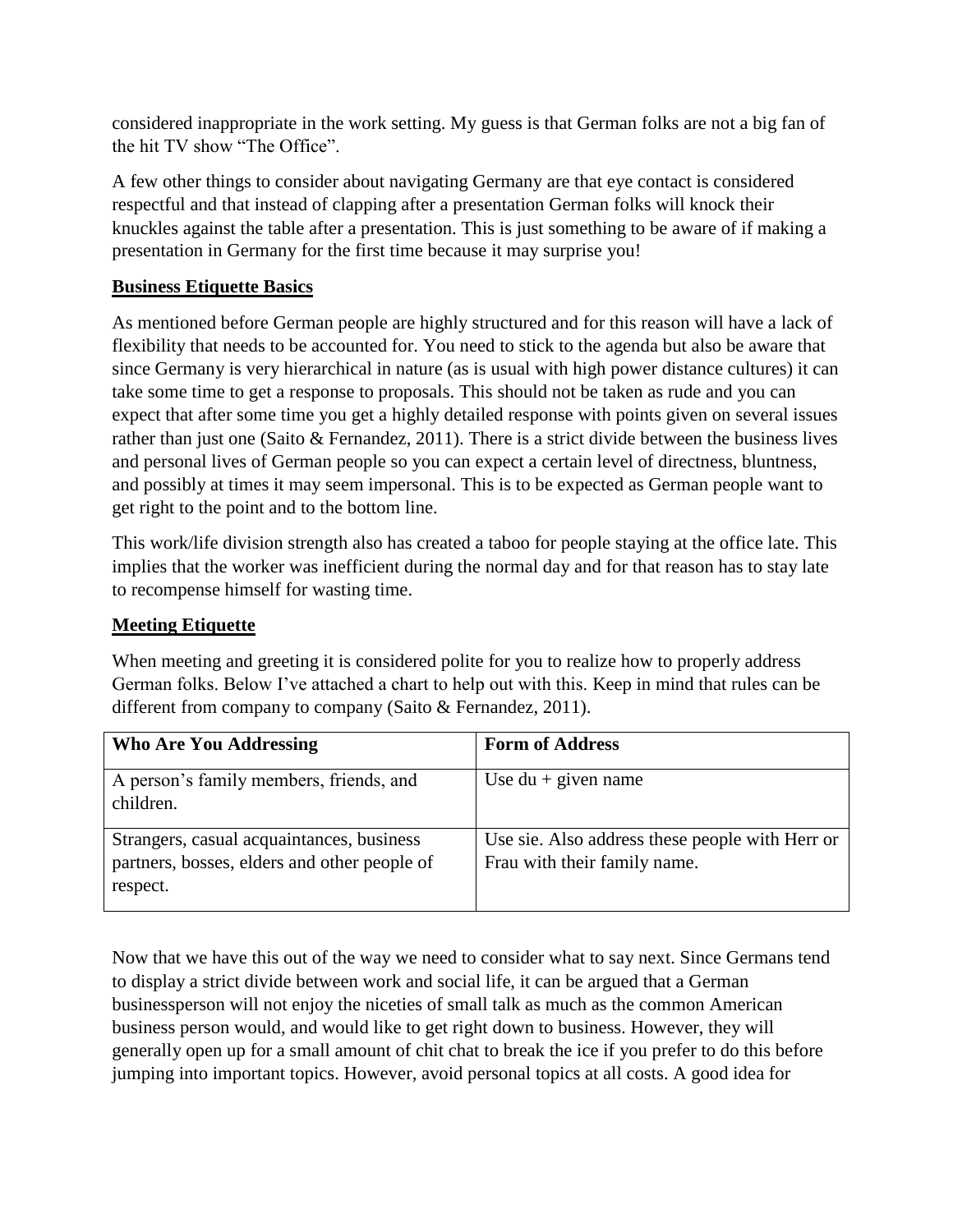considered inappropriate in the work setting. My guess is that German folks are not a big fan of the hit TV show "The Office".

A few other things to consider about navigating Germany are that eye contact is considered respectful and that instead of clapping after a presentation German folks will knock their knuckles against the table after a presentation. This is just something to be aware of if making a presentation in Germany for the first time because it may surprise you!

**Business Etiquette Basics**

As mentioned before German people are highly structured and for this reason will have a lack of flexibility that needs to be accounted for. You need to stick to the agenda but also be aware that since Germany is very hierarchical in nature (as is usual with high power distance cultures) it can take some time to get a response to proposals. This should not be taken as rude and you can expect that after some time you get a highly detailed response with points given on several issues rather than just one (Saito & Fernandez, 2011). There is a strict divide between the business lives and personal lives of German people so you can expect a certain level of directness, bluntness, and possibly at times it may seem impersonal. This is to be expected as German people want to get right to the point and to the bottom line.

This work/life division strength also has created a taboo for people staying at the office late. This implies that the worker was inefficient during the normal day and for that reason has to stay late to recompense himself for wasting time.

**Meeting Etiquette**

When meeting and greeting it is considered polite for you to realize how to properly address German folks. Below I've attached a chart to help out with this. Keep in mind that rules can be different from company to company (Saito & Fernandez, 2011).

| Who Are You Addressing | Form of Address |
|---|---|
| A person's family members, friends, and children. | Use du + given name |
| Strangers, casual acquaintances, business partners, bosses, elders and other people of respect. | Use sie. Also address these people with Herr or Frau with their family name. |

Now that we have this out of the way we need to consider what to say next. Since Germans tend to display a strict divide between work and social life, it can be argued that a German businessperson will not enjoy the niceties of small talk as much as the common American business person would, and would like to get right down to business. However, they will generally open up for a small amount of chit chat to break the ice if you prefer to do this before jumping into important topics. However, avoid personal topics at all costs. A good idea for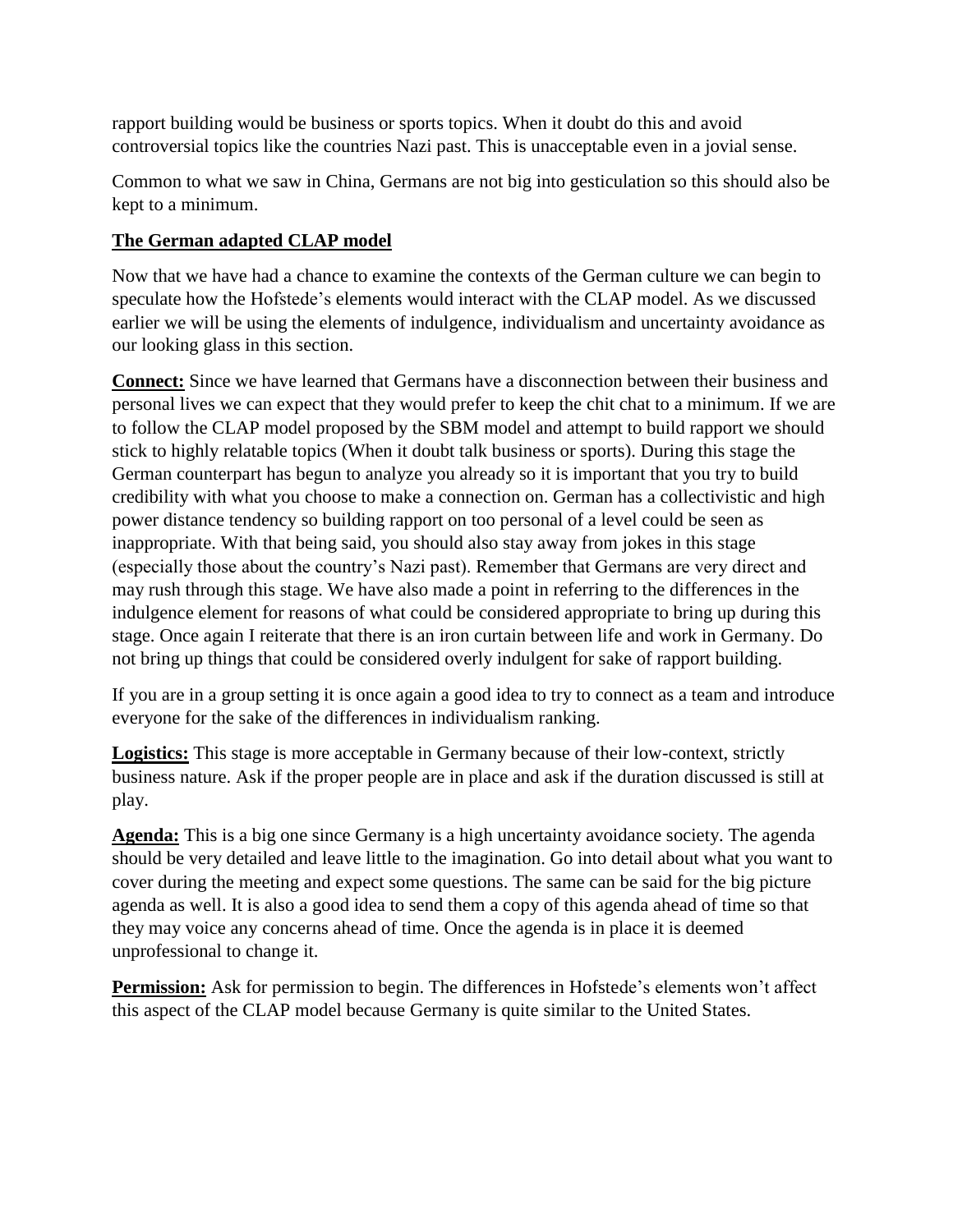rapport building would be business or sports topics. When it doubt do this and avoid controversial topics like the countries Nazi past. This is unacceptable even in a jovial sense.

Common to what we saw in China, Germans are not big into gesticulation so this should also be kept to a minimum.

**The German adapted CLAP model**

Now that we have had a chance to examine the contexts of the German culture we can begin to speculate how the Hofstede's elements would interact with the CLAP model. As we discussed earlier we will be using the elements of indulgence, individualism and uncertainty avoidance as our looking glass in this section.

**Connect:** Since we have learned that Germans have a disconnection between their business and personal lives we can expect that they would prefer to keep the chit chat to a minimum. If we are to follow the CLAP model proposed by the SBM model and attempt to build rapport we should stick to highly relatable topics (When it doubt talk business or sports). During this stage the German counterpart has begun to analyze you already so it is important that you try to build credibility with what you choose to make a connection on. German has a collectivistic and high power distance tendency so building rapport on too personal of a level could be seen as inappropriate. With that being said, you should also stay away from jokes in this stage (especially those about the country's Nazi past). Remember that Germans are very direct and may rush through this stage. We have also made a point in referring to the differences in the indulgence element for reasons of what could be considered appropriate to bring up during this stage. Once again I reiterate that there is an iron curtain between life and work in Germany. Do not bring up things that could be considered overly indulgent for sake of rapport building.

If you are in a group setting it is once again a good idea to try to connect as a team and introduce everyone for the sake of the differences in individualism ranking.

**Logistics:** This stage is more acceptable in Germany because of their low-context, strictly business nature. Ask if the proper people are in place and ask if the duration discussed is still at play.

**Agenda:** This is a big one since Germany is a high uncertainty avoidance society. The agenda should be very detailed and leave little to the imagination. Go into detail about what you want to cover during the meeting and expect some questions. The same can be said for the big picture agenda as well. It is also a good idea to send them a copy of this agenda ahead of time so that they may voice any concerns ahead of time. Once the agenda is in place it is deemed unprofessional to change it.

**Permission:** Ask for permission to begin. The differences in Hofstede's elements won't affect this aspect of the CLAP model because Germany is quite similar to the United States.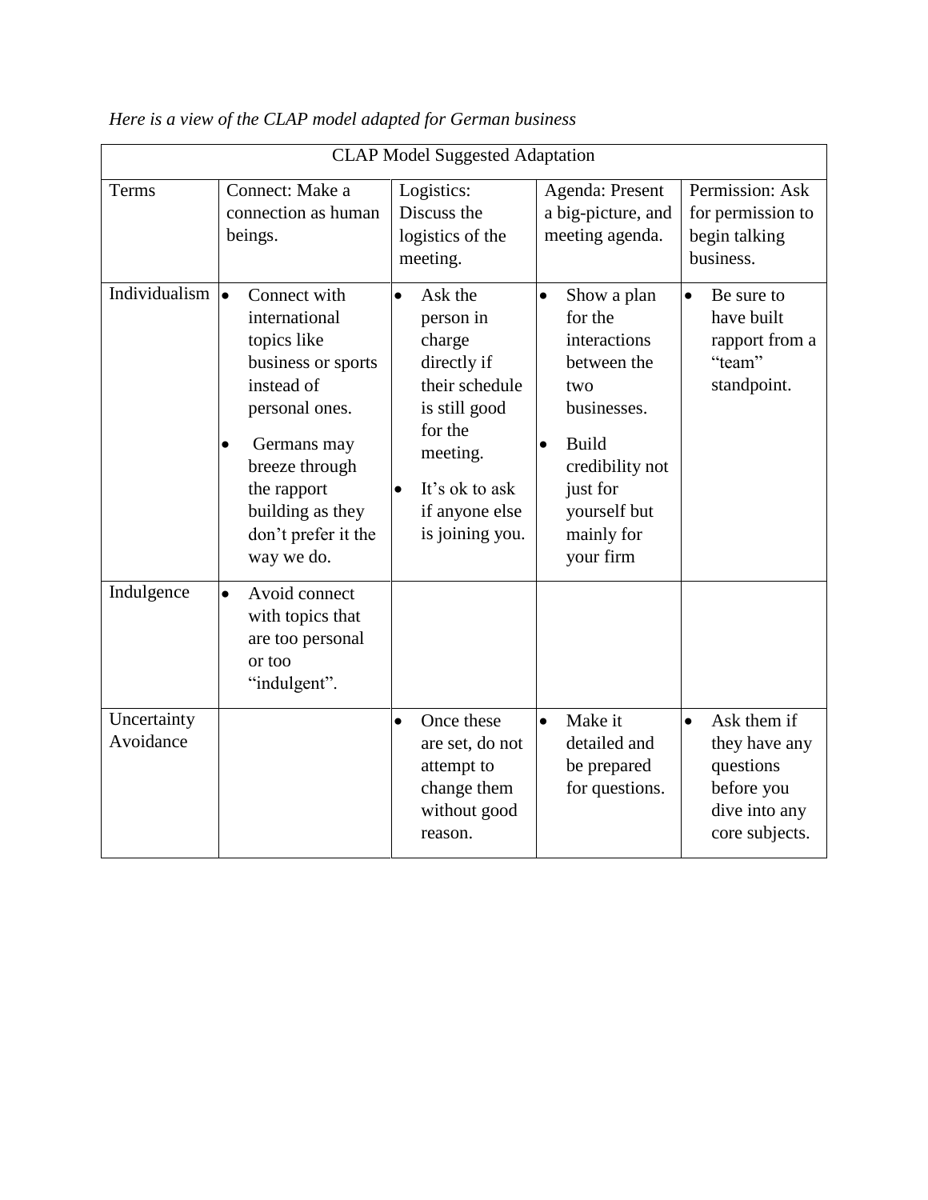*Here is a view of the CLAP model adapted for German business*

| CLAP Model Suggested Adaptation | | | | |
|---|---|---|---|---|
| Terms | Connect: Make a connection as human beings. | Logistics: Discuss the logistics of the meeting. | Agenda: Present a big-picture, and meeting agenda. | Permission: Ask for permission to begin talking business. |
| Individualism | • Connect with international topics like business or sports instead of personal ones.<br>• Germans may breeze through the rapport building as they don't prefer it the way we do. | • Ask the person in charge directly if their schedule is still good for the meeting.<br>• It's ok to ask if anyone else is joining you. | • Show a plan for the interactions between the two businesses.<br>• Build credibility not just for yourself but mainly for your firm | • Be sure to have built rapport from a "team" standpoint. |
| Indulgence | • Avoid connect with topics that are too personal or too "indulgent". | | | |
| Uncertainty Avoidance | | • Once these are set, do not attempt to change them without good reason. | • Make it detailed and be prepared for questions. | • Ask them if they have any questions before you dive into any core subjects. |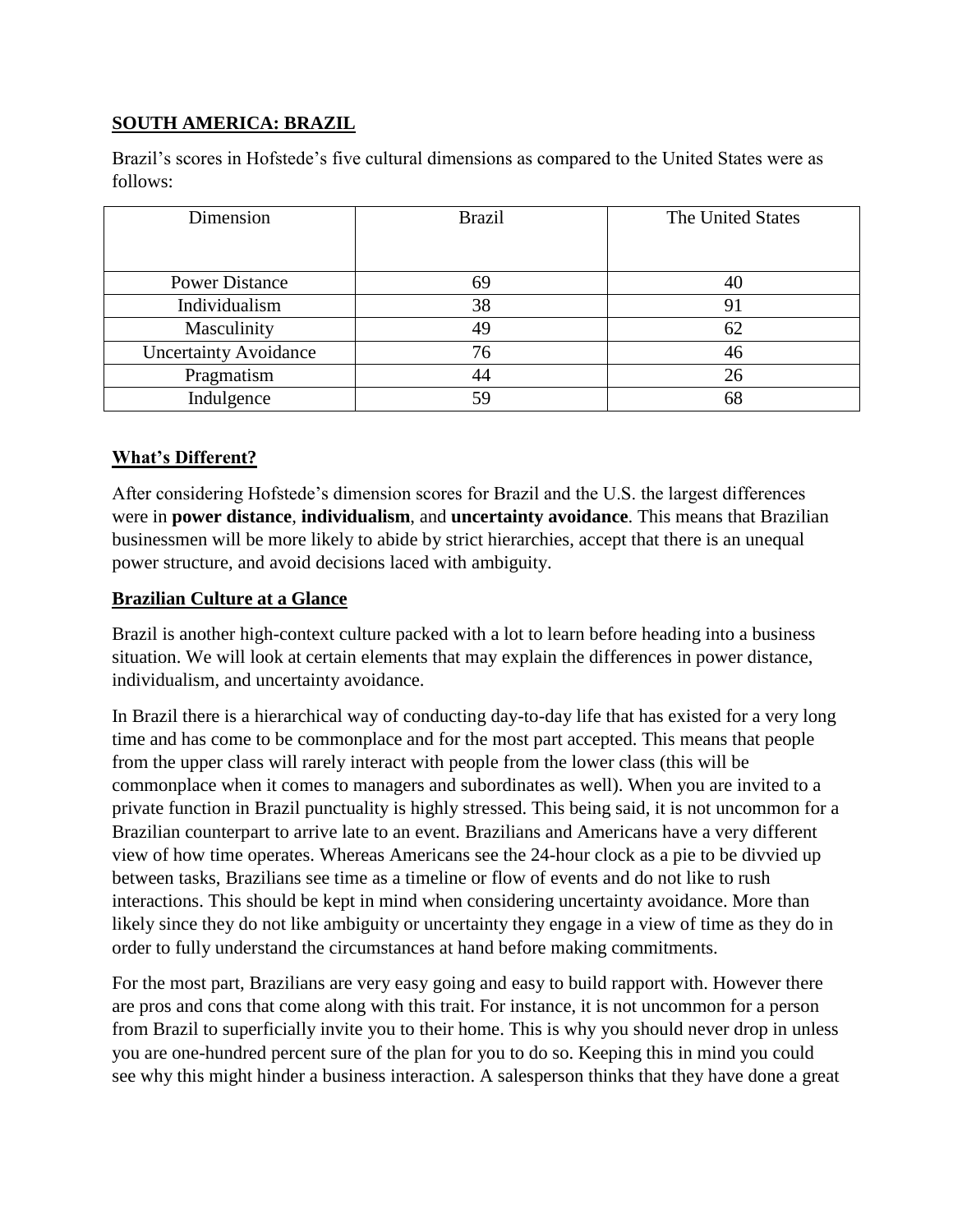## **SOUTH AMERICA: BRAZIL**

Brazil's scores in Hofstede's five cultural dimensions as compared to the United States were as follows:

| Dimension | Brazil | The United States |
|---|---|---|
| Power Distance | 69 | 40 |
| Individualism | 38 | 91 |
| Masculinity | 49 | 62 |
| Uncertainty Avoidance | 76 | 46 |
| Pragmatism | 44 | 26 |
| Indulgence | 59 | 68 |

## **What's Different?**

After considering Hofstede's dimension scores for Brazil and the U.S. the largest differences were in **power distance**, **individualism**, and **uncertainty avoidance**. This means that Brazilian businessmen will be more likely to abide by strict hierarchies, accept that there is an unequal power structure, and avoid decisions laced with ambiguity.

## **Brazilian Culture at a Glance**

Brazil is another high-context culture packed with a lot to learn before heading into a business situation. We will look at certain elements that may explain the differences in power distance, individualism, and uncertainty avoidance.

In Brazil there is a hierarchical way of conducting day-to-day life that has existed for a very long time and has come to be commonplace and for the most part accepted. This means that people from the upper class will rarely interact with people from the lower class (this will be commonplace when it comes to managers and subordinates as well). When you are invited to a private function in Brazil punctuality is highly stressed. This being said, it is not uncommon for a Brazilian counterpart to arrive late to an event. Brazilians and Americans have a very different view of how time operates. Whereas Americans see the 24-hour clock as a pie to be divvied up between tasks, Brazilians see time as a timeline or flow of events and do not like to rush interactions. This should be kept in mind when considering uncertainty avoidance. More than likely since they do not like ambiguity or uncertainty they engage in a view of time as they do in order to fully understand the circumstances at hand before making commitments.

For the most part, Brazilians are very easy going and easy to build rapport with. However there are pros and cons that come along with this trait. For instance, it is not uncommon for a person from Brazil to superficially invite you to their home. This is why you should never drop in unless you are one-hundred percent sure of the plan for you to do so. Keeping this in mind you could see why this might hinder a business interaction. A salesperson thinks that they have done a great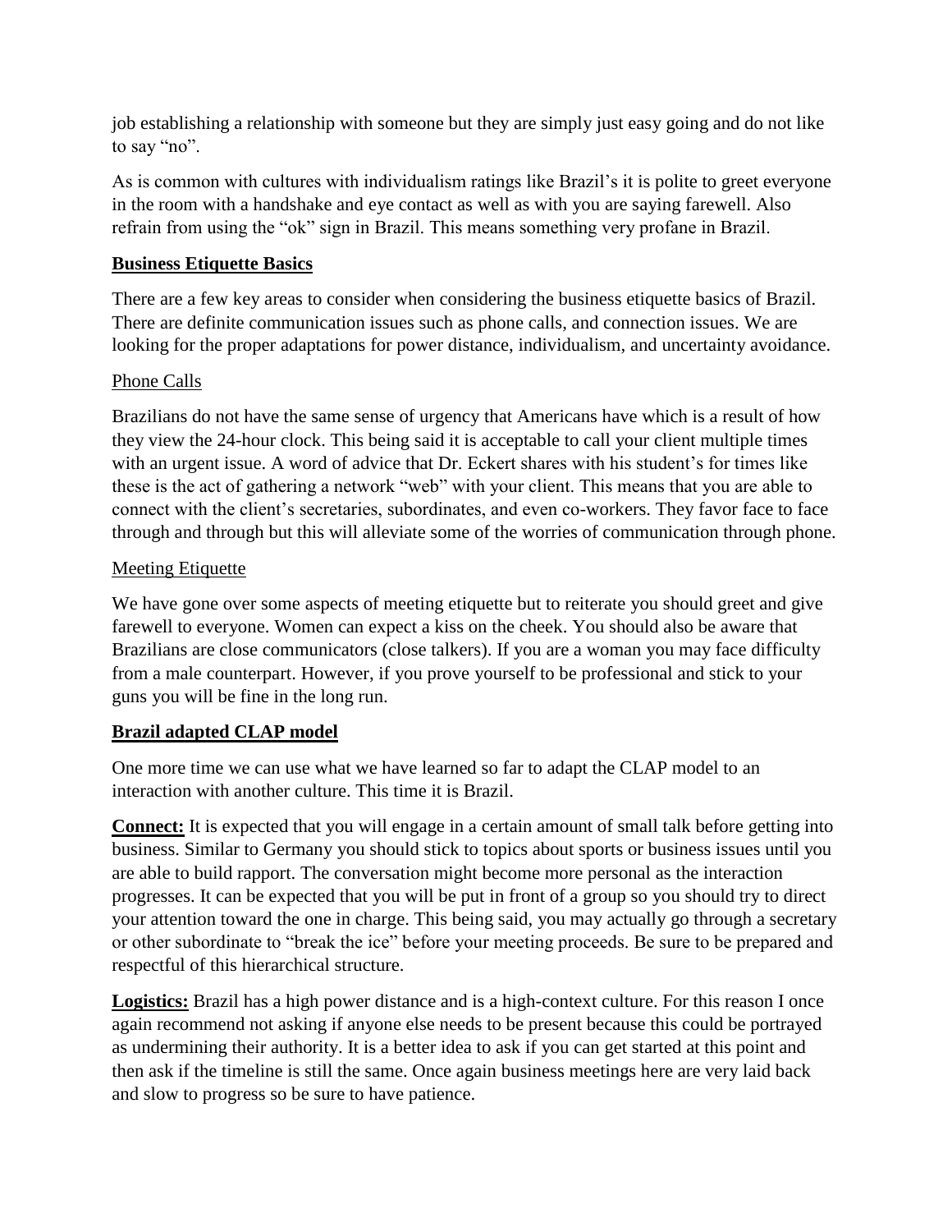job establishing a relationship with someone but they are simply just easy going and do not like to say "no".

As is common with cultures with individualism ratings like Brazil's it is polite to greet everyone in the room with a handshake and eye contact as well as with you are saying farewell. Also refrain from using the "ok" sign in Brazil. This means something very profane in Brazil.

## Business Etiquette Basics

There are a few key areas to consider when considering the business etiquette basics of Brazil. There are definite communication issues such as phone calls, and connection issues. We are looking for the proper adaptations for power distance, individualism, and uncertainty avoidance.

### Phone Calls

Brazilians do not have the same sense of urgency that Americans have which is a result of how they view the 24-hour clock. This being said it is acceptable to call your client multiple times with an urgent issue. A word of advice that Dr. Eckert shares with his student's for times like these is the act of gathering a network "web" with your client. This means that you are able to connect with the client's secretaries, subordinates, and even co-workers. They favor face to face through and through but this will alleviate some of the worries of communication through phone.

### Meeting Etiquette

We have gone over some aspects of meeting etiquette but to reiterate you should greet and give farewell to everyone. Women can expect a kiss on the cheek. You should also be aware that Brazilians are close communicators (close talkers). If you are a woman you may face difficulty from a male counterpart. However, if you prove yourself to be professional and stick to your guns you will be fine in the long run.

## Brazil adapted CLAP model

One more time we can use what we have learned so far to adapt the CLAP model to an interaction with another culture. This time it is Brazil.

**Connect:** It is expected that you will engage in a certain amount of small talk before getting into business. Similar to Germany you should stick to topics about sports or business issues until you are able to build rapport. The conversation might become more personal as the interaction progresses. It can be expected that you will be put in front of a group so you should try to direct your attention toward the one in charge. This being said, you may actually go through a secretary or other subordinate to "break the ice" before your meeting proceeds. Be sure to be prepared and respectful of this hierarchical structure.

**Logistics:** Brazil has a high power distance and is a high-context culture. For this reason I once again recommend not asking if anyone else needs to be present because this could be portrayed as undermining their authority. It is a better idea to ask if you can get started at this point and then ask if the timeline is still the same. Once again business meetings here are very laid back and slow to progress so be sure to have patience.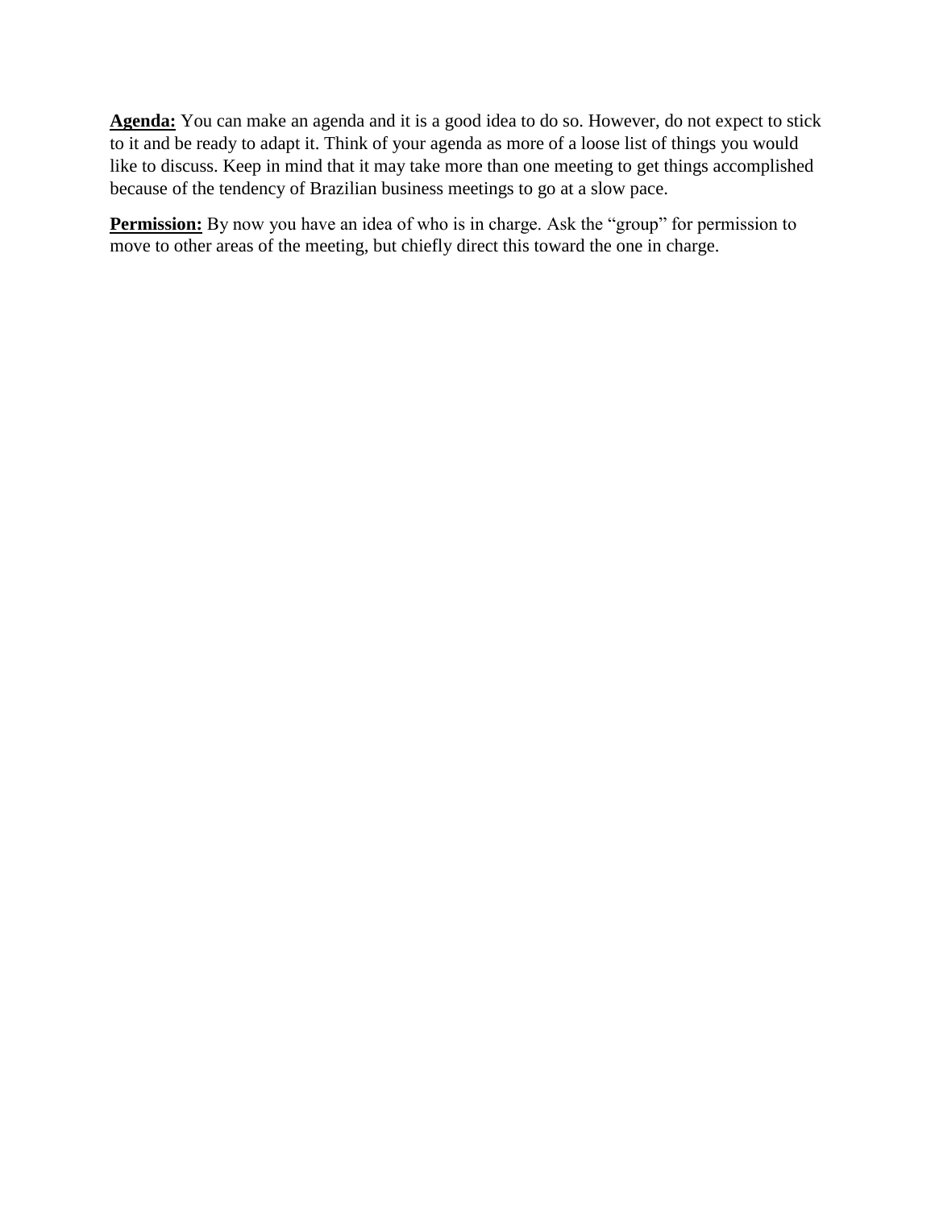**Agenda:** You can make an agenda and it is a good idea to do so. However, do not expect to stick to it and be ready to adapt it. Think of your agenda as more of a loose list of things you would like to discuss. Keep in mind that it may take more than one meeting to get things accomplished because of the tendency of Brazilian business meetings to go at a slow pace.

**Permission:** By now you have an idea of who is in charge. Ask the "group" for permission to move to other areas of the meeting, but chiefly direct this toward the one in charge.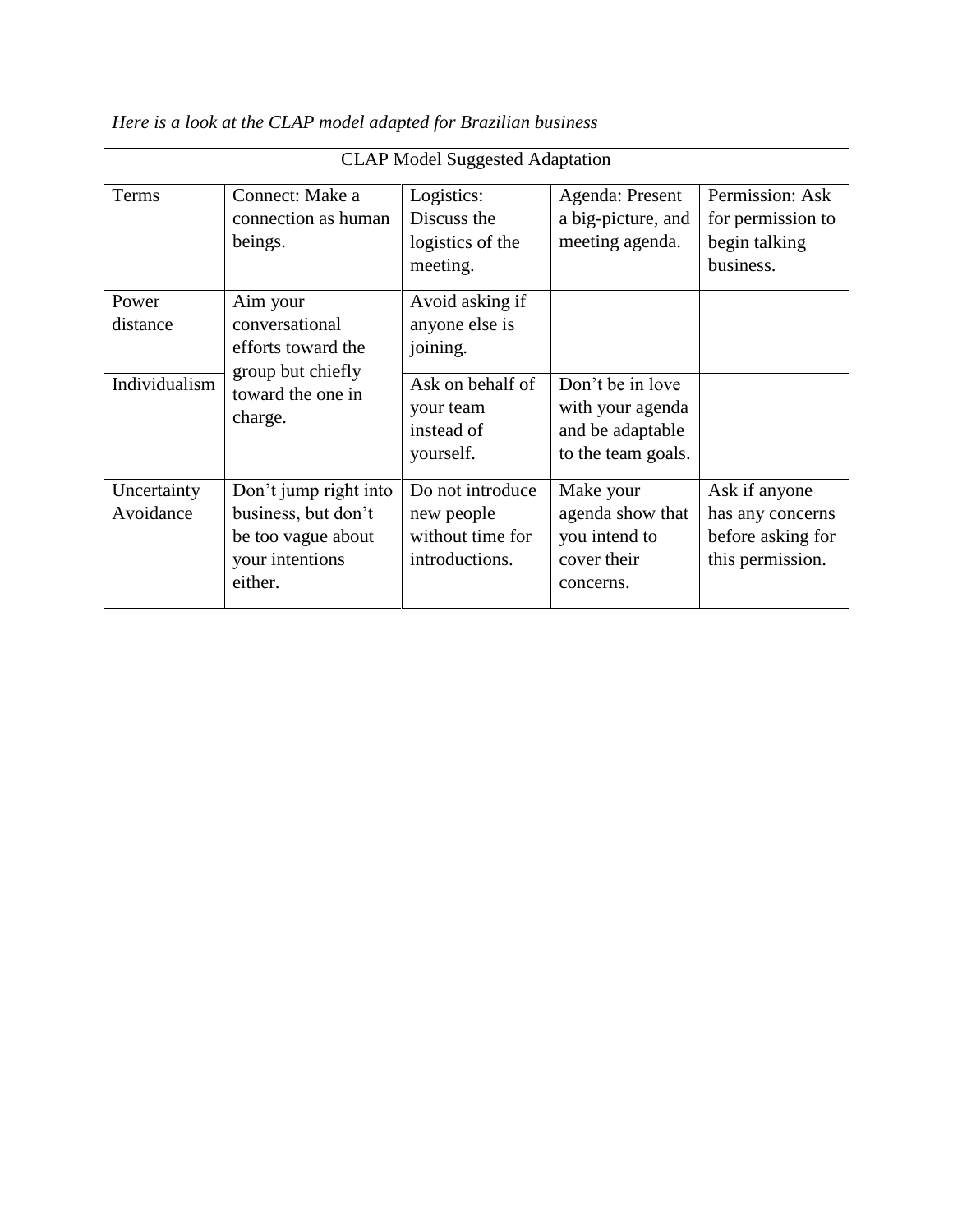*Here is a look at the CLAP model adapted for Brazilian business*

| CLAP Model Suggested Adaptation | | | | |
|---|---|---|---|---|
| Terms | Connect: Make a connection as human beings. | Logistics: Discuss the logistics of the meeting. | Agenda: Present a big-picture, and meeting agenda. | Permission: Ask for permission to begin talking business. |
| Power distance | Aim your conversational efforts toward the group but chiefly toward the one in charge. | Avoid asking if anyone else is joining. | | |
| Individualism | | Ask on behalf of your team instead of yourself. | Don't be in love with your agenda and be adaptable to the team goals. | |
| Uncertainty Avoidance | Don't jump right into business, but don't be too vague about your intentions either. | Do not introduce new people without time for introductions. | Make your agenda show that you intend to cover their concerns. | Ask if anyone has any concerns before asking for this permission. |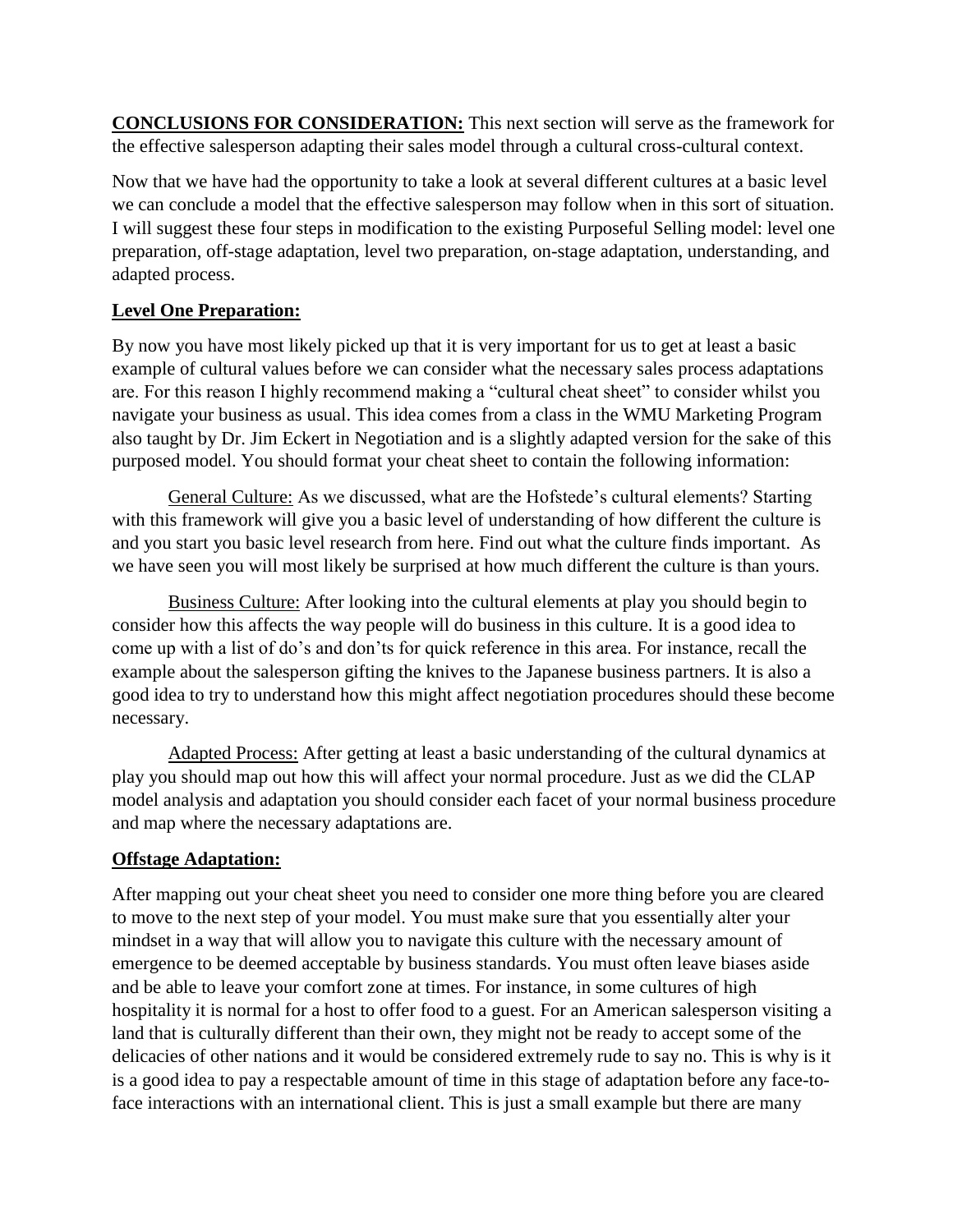**CONCLUSIONS FOR CONSIDERATION:** This next section will serve as the framework for the effective salesperson adapting their sales model through a cultural cross-cultural context.

Now that we have had the opportunity to take a look at several different cultures at a basic level we can conclude a model that the effective salesperson may follow when in this sort of situation. I will suggest these four steps in modification to the existing Purposeful Selling model: level one preparation, off-stage adaptation, level two preparation, on-stage adaptation, understanding, and adapted process.

**Level One Preparation:**

By now you have most likely picked up that it is very important for us to get at least a basic example of cultural values before we can consider what the necessary sales process adaptations are. For this reason I highly recommend making a "cultural cheat sheet" to consider whilst you navigate your business as usual. This idea comes from a class in the WMU Marketing Program also taught by Dr. Jim Eckert in Negotiation and is a slightly adapted version for the sake of this purposed model. You should format your cheat sheet to contain the following information:

General Culture: As we discussed, what are the Hofstede's cultural elements? Starting with this framework will give you a basic level of understanding of how different the culture is and you start you basic level research from here. Find out what the culture finds important. As we have seen you will most likely be surprised at how much different the culture is than yours.

Business Culture: After looking into the cultural elements at play you should begin to consider how this affects the way people will do business in this culture. It is a good idea to come up with a list of do's and don'ts for quick reference in this area. For instance, recall the example about the salesperson gifting the knives to the Japanese business partners. It is also a good idea to try to understand how this might affect negotiation procedures should these become necessary.

Adapted Process: After getting at least a basic understanding of the cultural dynamics at play you should map out how this will affect your normal procedure. Just as we did the CLAP model analysis and adaptation you should consider each facet of your normal business procedure and map where the necessary adaptations are.

**Offstage Adaptation:**

After mapping out your cheat sheet you need to consider one more thing before you are cleared to move to the next step of your model. You must make sure that you essentially alter your mindset in a way that will allow you to navigate this culture with the necessary amount of emergence to be deemed acceptable by business standards. You must often leave biases aside and be able to leave your comfort zone at times. For instance, in some cultures of high hospitality it is normal for a host to offer food to a guest. For an American salesperson visiting a land that is culturally different than their own, they might not be ready to accept some of the delicacies of other nations and it would be considered extremely rude to say no. This is why is it is a good idea to pay a respectable amount of time in this stage of adaptation before any face-to-face interactions with an international client. This is just a small example but there are many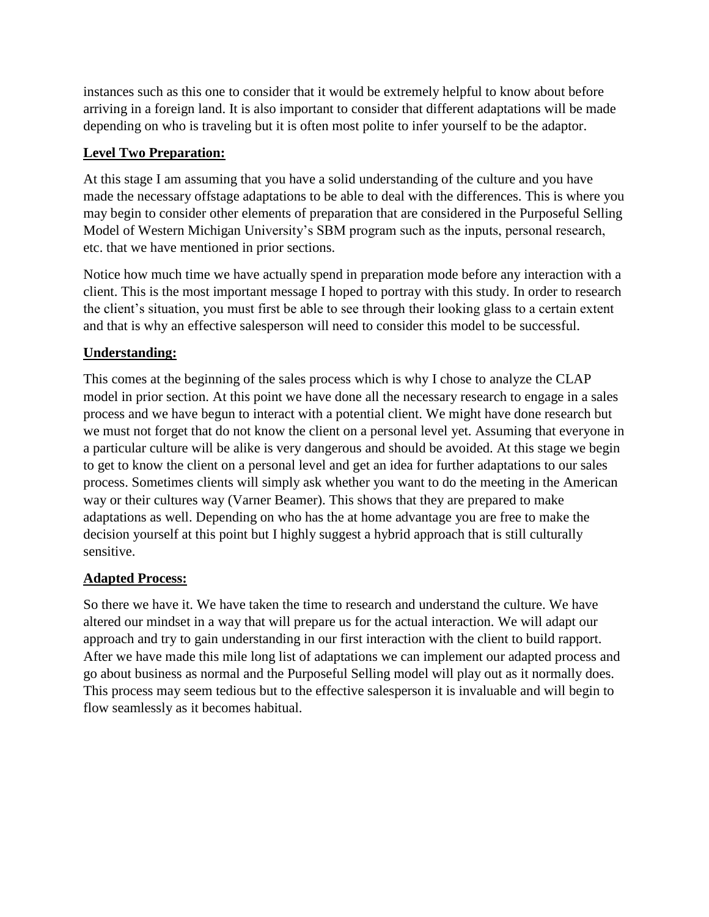instances such as this one to consider that it would be extremely helpful to know about before arriving in a foreign land. It is also important to consider that different adaptations will be made depending on who is traveling but it is often most polite to infer yourself to be the adaptor.

**Level Two Preparation:**

At this stage I am assuming that you have a solid understanding of the culture and you have made the necessary offstage adaptations to be able to deal with the differences. This is where you may begin to consider other elements of preparation that are considered in the Purposeful Selling Model of Western Michigan University's SBM program such as the inputs, personal research, etc. that we have mentioned in prior sections.

Notice how much time we have actually spend in preparation mode before any interaction with a client. This is the most important message I hoped to portray with this study. In order to research the client's situation, you must first be able to see through their looking glass to a certain extent and that is why an effective salesperson will need to consider this model to be successful.

**Understanding:**

This comes at the beginning of the sales process which is why I chose to analyze the CLAP model in prior section. At this point we have done all the necessary research to engage in a sales process and we have begun to interact with a potential client. We might have done research but we must not forget that do not know the client on a personal level yet. Assuming that everyone in a particular culture will be alike is very dangerous and should be avoided. At this stage we begin to get to know the client on a personal level and get an idea for further adaptations to our sales process. Sometimes clients will simply ask whether you want to do the meeting in the American way or their cultures way (Varner Beamer). This shows that they are prepared to make adaptations as well. Depending on who has the at home advantage you are free to make the decision yourself at this point but I highly suggest a hybrid approach that is still culturally sensitive.

**Adapted Process:**

So there we have it. We have taken the time to research and understand the culture. We have altered our mindset in a way that will prepare us for the actual interaction. We will adapt our approach and try to gain understanding in our first interaction with the client to build rapport. After we have made this mile long list of adaptations we can implement our adapted process and go about business as normal and the Purposeful Selling model will play out as it normally does. This process may seem tedious but to the effective salesperson it is invaluable and will begin to flow seamlessly as it becomes habitual.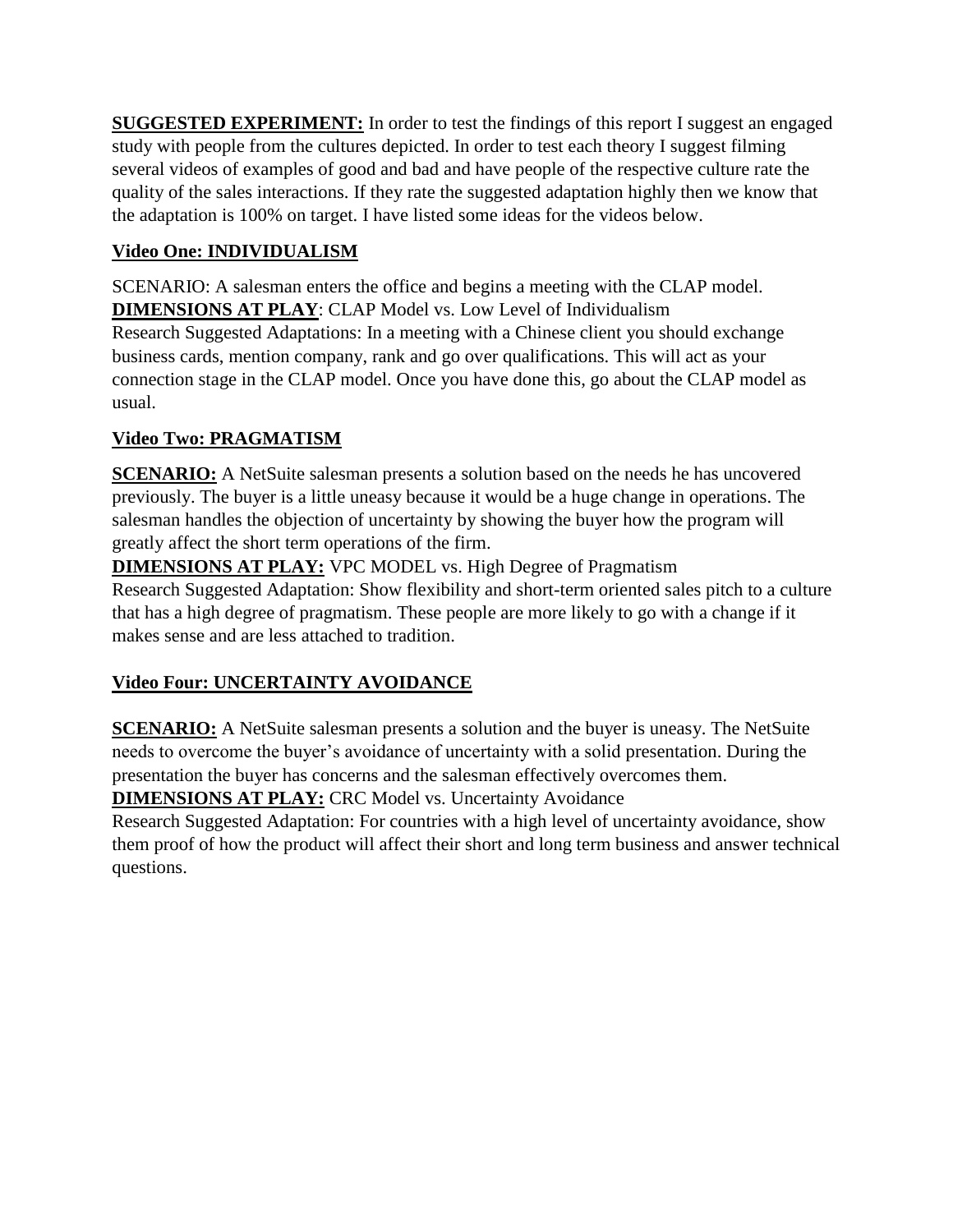**SUGGESTED EXPERIMENT:** In order to test the findings of this report I suggest an engaged study with people from the cultures depicted. In order to test each theory I suggest filming several videos of examples of good and bad and have people of the respective culture rate the quality of the sales interactions. If they rate the suggested adaptation highly then we know that the adaptation is 100% on target. I have listed some ideas for the videos below.

**Video One: INDIVIDUALISM**

SCENARIO: A salesman enters the office and begins a meeting with the CLAP model.
**DIMENSIONS AT PLAY**: CLAP Model vs. Low Level of Individualism
Research Suggested Adaptations: In a meeting with a Chinese client you should exchange business cards, mention company, rank and go over qualifications. This will act as your connection stage in the CLAP model. Once you have done this, go about the CLAP model as usual.

**Video Two: PRAGMATISM**

**SCENARIO:** A NetSuite salesman presents a solution based on the needs he has uncovered previously. The buyer is a little uneasy because it would be a huge change in operations. The salesman handles the objection of uncertainty by showing the buyer how the program will greatly affect the short term operations of the firm.
**DIMENSIONS AT PLAY:** VPC MODEL vs. High Degree of Pragmatism
Research Suggested Adaptation: Show flexibility and short-term oriented sales pitch to a culture that has a high degree of pragmatism. These people are more likely to go with a change if it makes sense and are less attached to tradition.

**Video Four: UNCERTAINTY AVOIDANCE**

**SCENARIO:** A NetSuite salesman presents a solution and the buyer is uneasy. The NetSuite needs to overcome the buyer's avoidance of uncertainty with a solid presentation. During the presentation the buyer has concerns and the salesman effectively overcomes them.
**DIMENSIONS AT PLAY:** CRC Model vs. Uncertainty Avoidance
Research Suggested Adaptation: For countries with a high level of uncertainty avoidance, show them proof of how the product will affect their short and long term business and answer technical questions.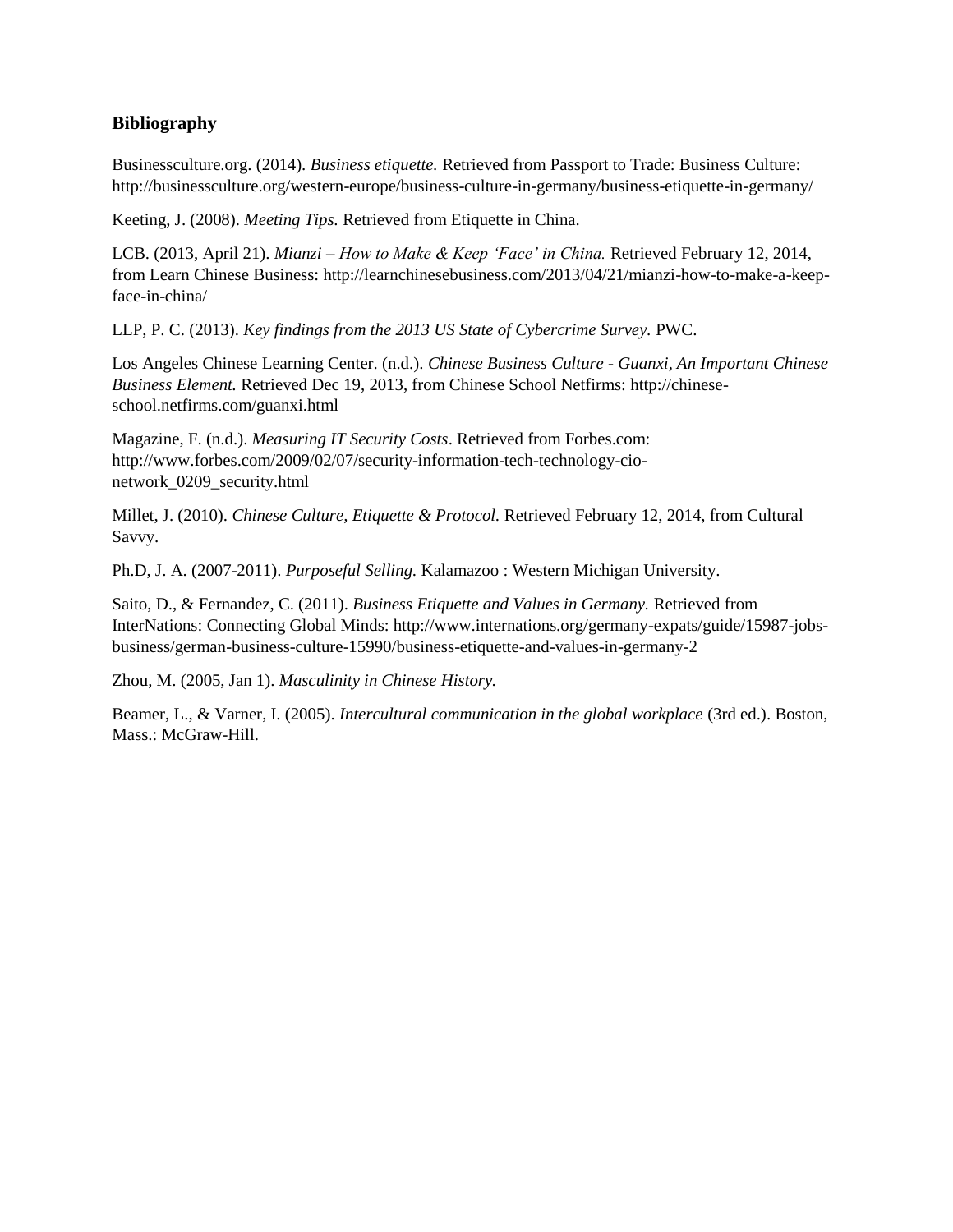## Bibliography

Businessculture.org. (2014). *Business etiquette.* Retrieved from Passport to Trade: Business Culture: http://businessculture.org/western-europe/business-culture-in-germany/business-etiquette-in-germany/

Keeting, J. (2008). *Meeting Tips.* Retrieved from Etiquette in China.

LCB. (2013, April 21). *Mianzi – How to Make & Keep 'Face' in China.* Retrieved February 12, 2014, from Learn Chinese Business: http://learnchinesebusiness.com/2013/04/21/mianzi-how-to-make-a-keep-face-in-china/

LLP, P. C. (2013). *Key findings from the 2013 US State of Cybercrime Survey.* PWC.

Los Angeles Chinese Learning Center. (n.d.). *Chinese Business Culture - Guanxi, An Important Chinese Business Element.* Retrieved Dec 19, 2013, from Chinese School Netfirms: http://chinese-school.netfirms.com/guanxi.html

Magazine, F. (n.d.). *Measuring IT Security Costs*. Retrieved from Forbes.com: http://www.forbes.com/2009/02/07/security-information-tech-technology-cio-network_0209_security.html

Millet, J. (2010). *Chinese Culture, Etiquette & Protocol.* Retrieved February 12, 2014, from Cultural Savvy.

Ph.D, J. A. (2007-2011). *Purposeful Selling.* Kalamazoo : Western Michigan University.

Saito, D., & Fernandez, C. (2011). *Business Etiquette and Values in Germany.* Retrieved from InterNations: Connecting Global Minds: http://www.internations.org/germany-expats/guide/15987-jobs-business/german-business-culture-15990/business-etiquette-and-values-in-germany-2

Zhou, M. (2005, Jan 1). *Masculinity in Chinese History.*

Beamer, L., & Varner, I. (2005). *Intercultural communication in the global workplace* (3rd ed.). Boston, Mass.: McGraw-Hill.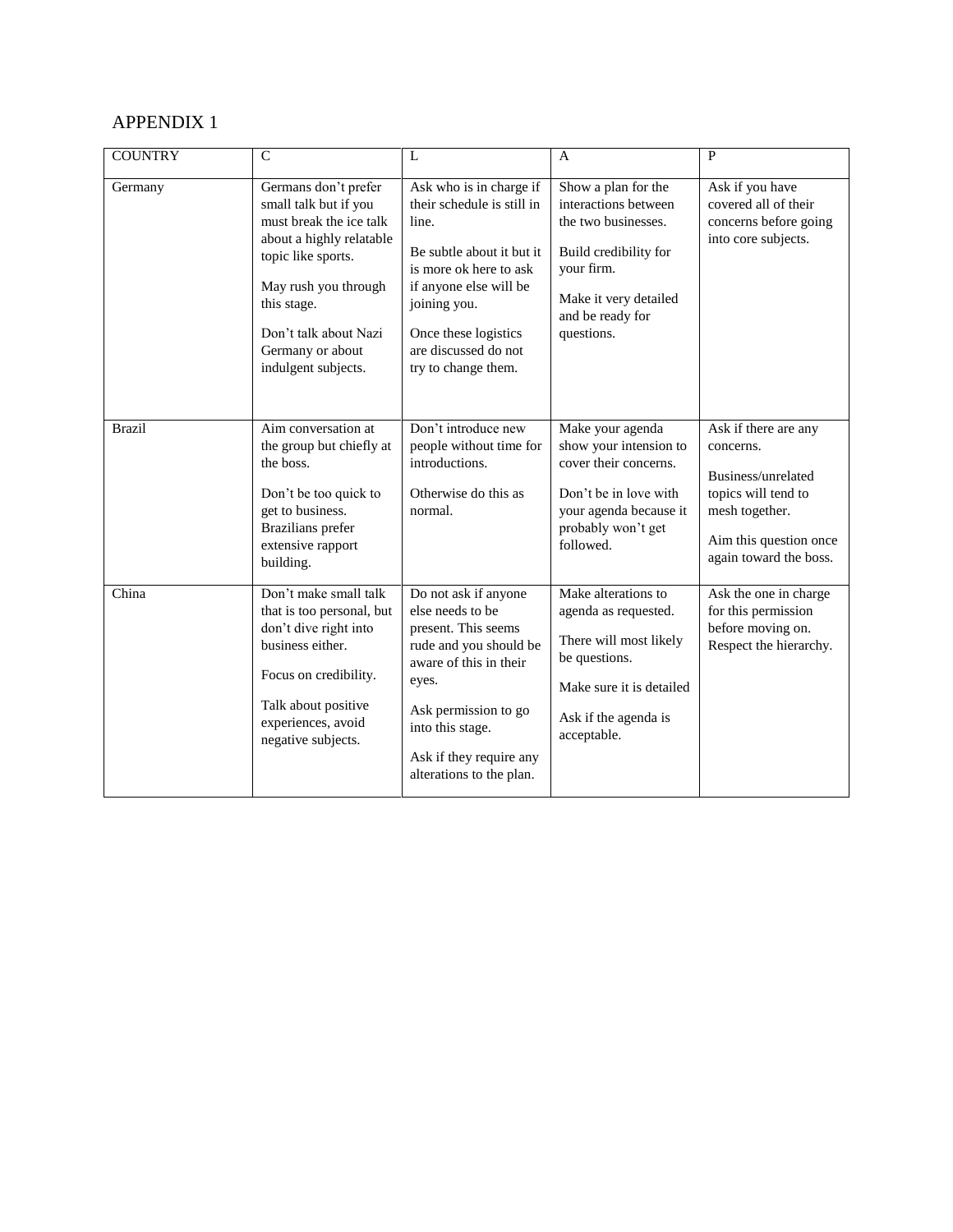# APPENDIX 1

| COUNTRY | C | L | A | P |
|---|---|---|---|---|
| Germany | Germans don't prefer small talk but if you must break the ice talk about a highly relatable topic like sports.<br><br>May rush you through this stage.<br><br>Don't talk about Nazi Germany or about indulgent subjects. | Ask who is in charge if their schedule is still in line.<br><br>Be subtle about it but it is more ok here to ask if anyone else will be joining you.<br><br>Once these logistics are discussed do not try to change them. | Show a plan for the interactions between the two businesses.<br><br>Build credibility for your firm.<br><br>Make it very detailed and be ready for questions. | Ask if you have covered all of their concerns before going into core subjects. |
| Brazil | Aim conversation at the group but chiefly at the boss.<br><br>Don't be too quick to get to business. Brazilians prefer extensive rapport building. | Don't introduce new people without time for introductions.<br><br>Otherwise do this as normal. | Make your agenda show your intension to cover their concerns.<br><br>Don't be in love with your agenda because it probably won't get followed. | Ask if there are any concerns.<br><br>Business/unrelated topics will tend to mesh together.<br><br>Aim this question once again toward the boss. |
| China | Don't make small talk that is too personal, but don't dive right into business either.<br><br>Focus on credibility.<br><br>Talk about positive experiences, avoid negative subjects. | Do not ask if anyone else needs to be present. This seems rude and you should be aware of this in their eyes.<br><br>Ask permission to go into this stage.<br><br>Ask if they require any alterations to the plan. | Make alterations to agenda as requested.<br><br>There will most likely be questions.<br><br>Make sure it is detailed<br><br>Ask if the agenda is acceptable. | Ask the one in charge for this permission before moving on. Respect the hierarchy. |